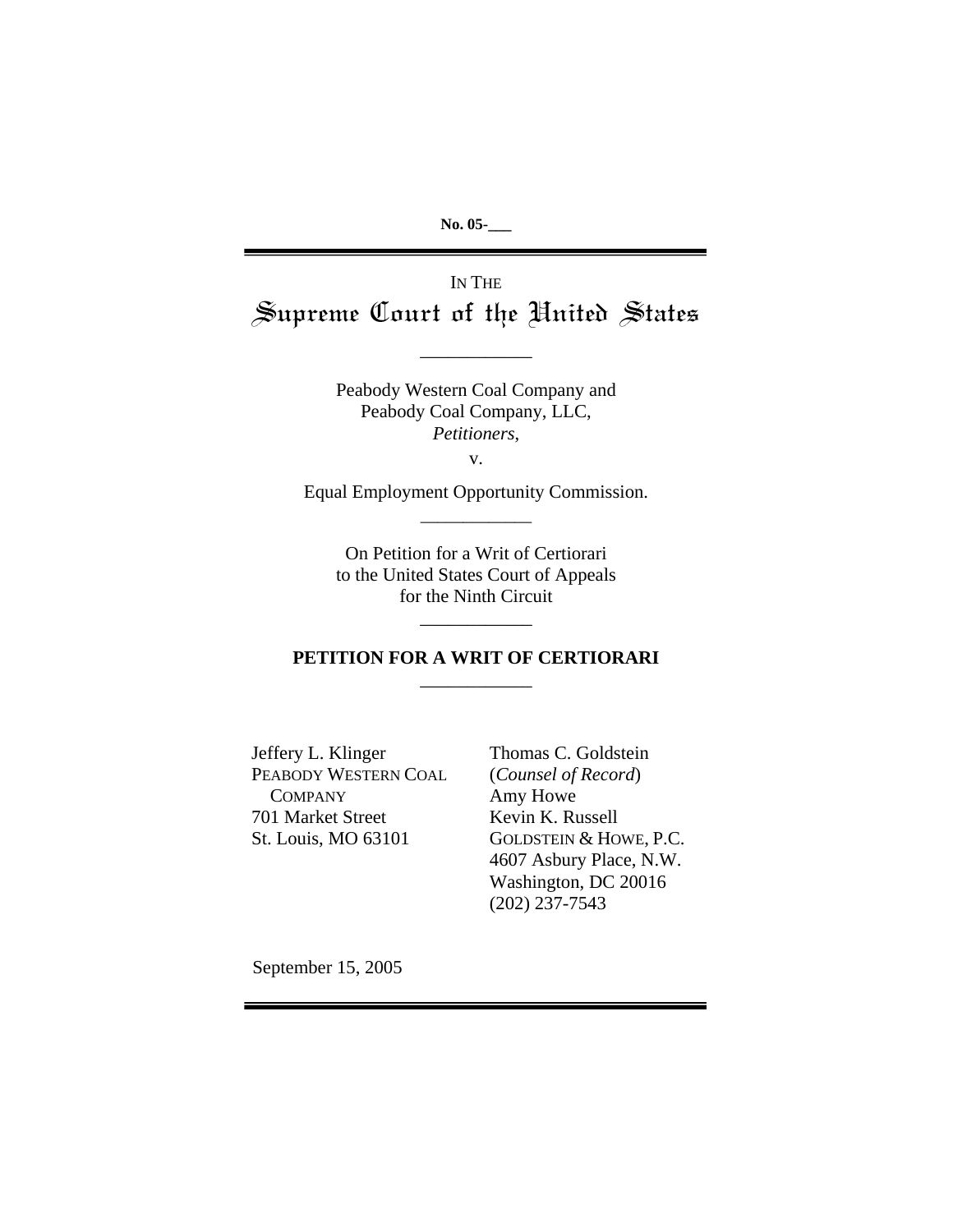**No. 05-___**

IN THE

# Supreme Court of the United States

---

Peabody Western Coal Company and
Peabody Coal Company, LLC,
*Petitioners*,

v.

Equal Employment Opportunity Commission.

---

On Petition for a Writ of Certiorari
to the United States Court of Appeals
for the Ninth Circuit

---

**PETITION FOR A WRIT OF CERTIORARI**

---

Jeffery L. Klinger
PEABODY WESTERN COAL COMPANY
701 Market Street
St. Louis, MO 63101

Thomas C. Goldstein
(*Counsel of Record*)
Amy Howe
Kevin K. Russell
GOLDSTEIN & HOWE, P.C.
4607 Asbury Place, N.W.
Washington, DC 20016
(202) 237-7543

September 15, 2005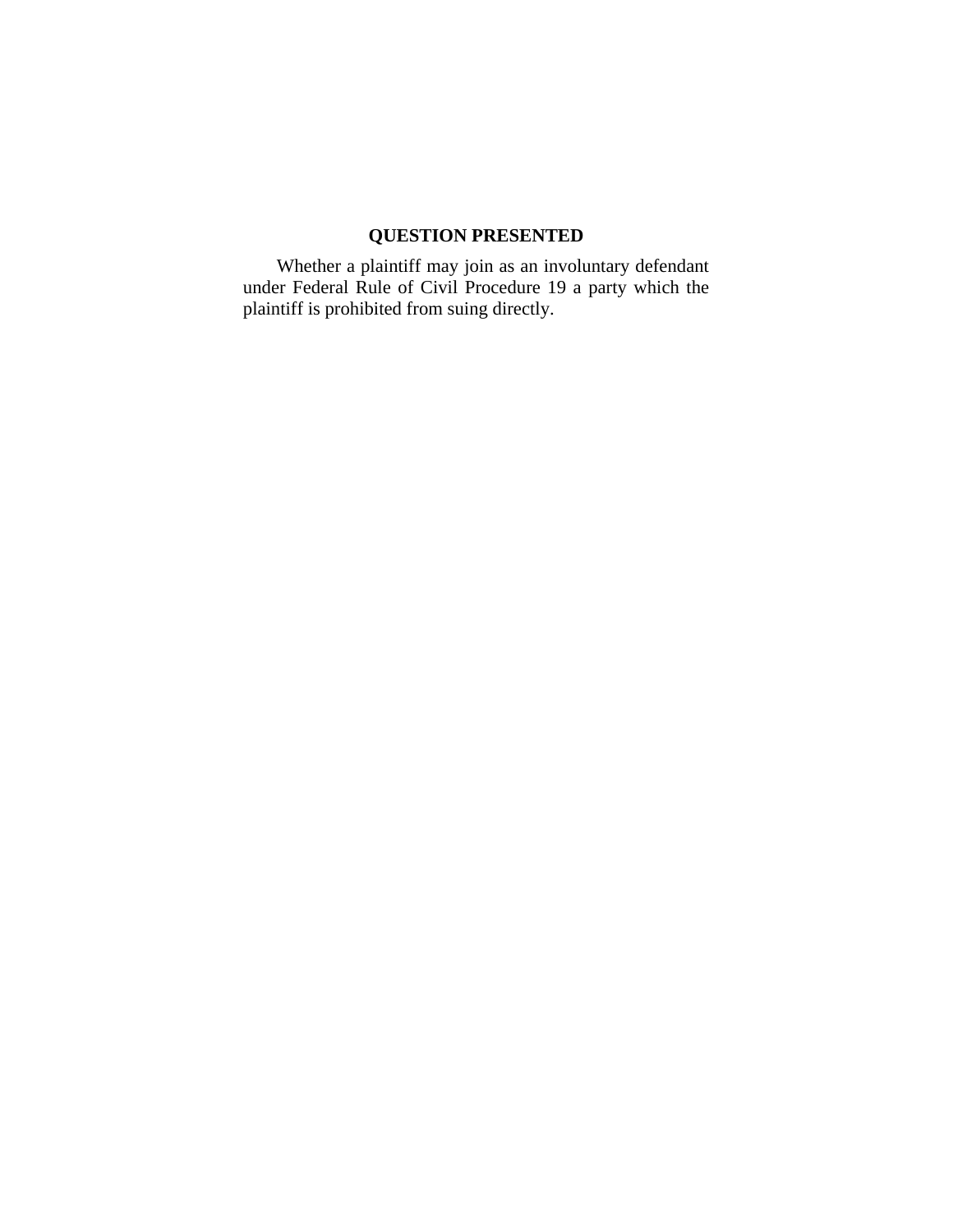## QUESTION PRESENTED

Whether a plaintiff may join as an involuntary defendant under Federal Rule of Civil Procedure 19 a party which the plaintiff is prohibited from suing directly.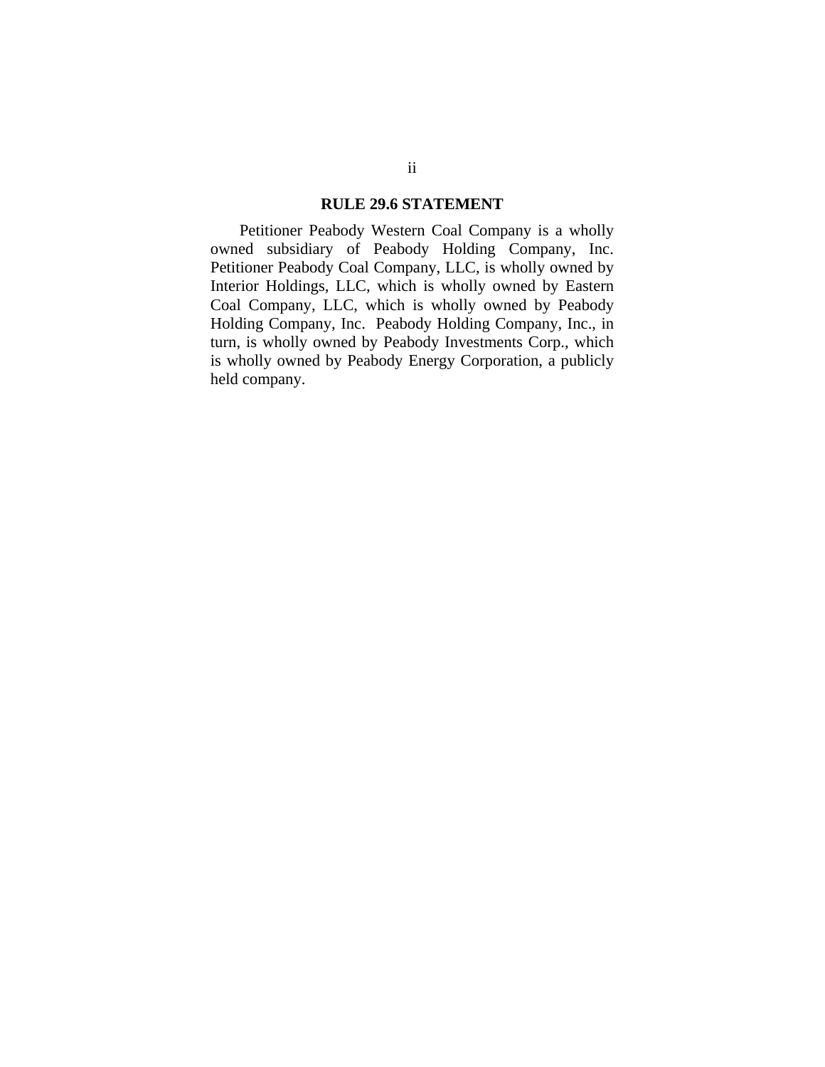## RULE 29.6 STATEMENT

Petitioner Peabody Western Coal Company is a wholly owned subsidiary of Peabody Holding Company, Inc. Petitioner Peabody Coal Company, LLC, is wholly owned by Interior Holdings, LLC, which is wholly owned by Eastern Coal Company, LLC, which is wholly owned by Peabody Holding Company, Inc. Peabody Holding Company, Inc., in turn, is wholly owned by Peabody Investments Corp., which is wholly owned by Peabody Energy Corporation, a publicly held company.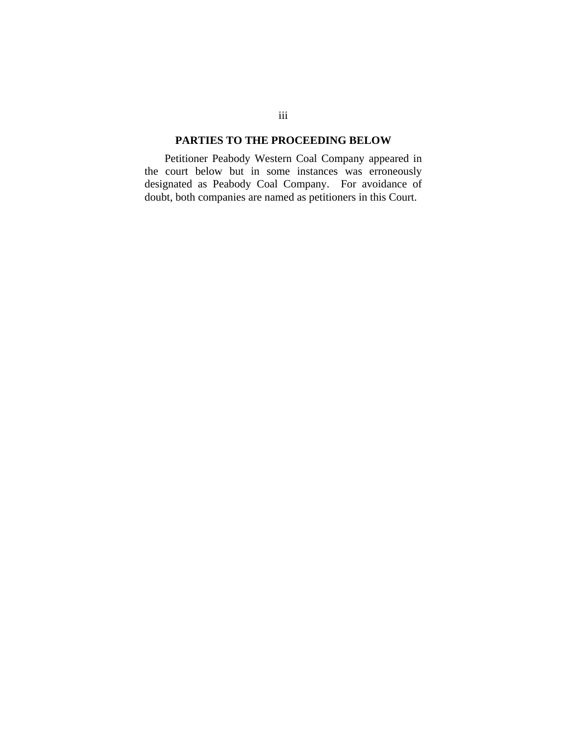## PARTIES TO THE PROCEEDING BELOW

Petitioner Peabody Western Coal Company appeared in the court below but in some instances was erroneously designated as Peabody Coal Company. For avoidance of doubt, both companies are named as petitioners in this Court.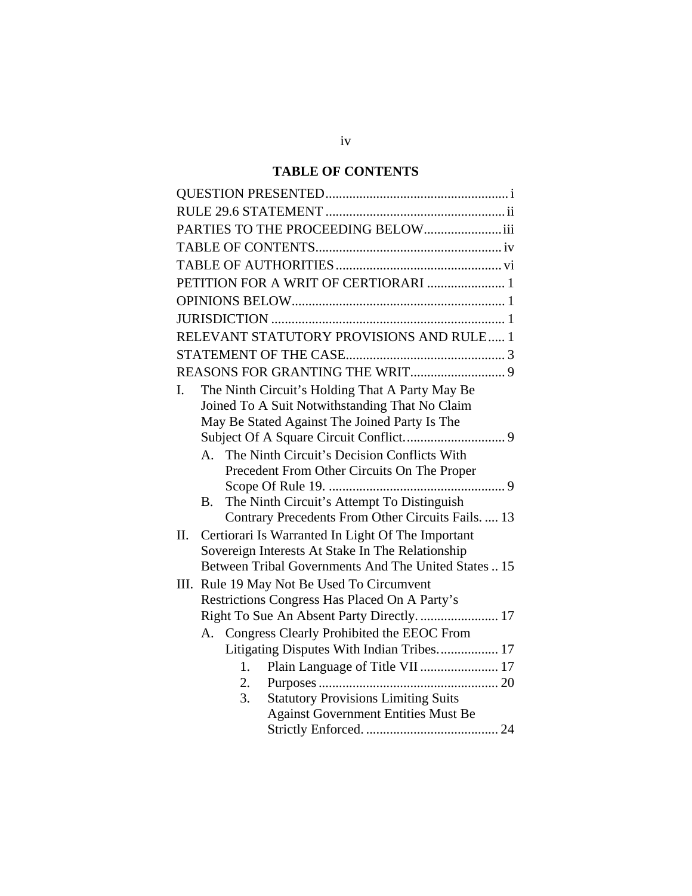## TABLE OF CONTENTS

QUESTION PRESENTED...................................................... i

RULE 29.6 STATEMENT ..................................................... ii

PARTIES TO THE PROCEEDING BELOW....................... iii

TABLE OF CONTENTS....................................................... iv

TABLE OF AUTHORITIES ................................................. vi

PETITION FOR A WRIT OF CERTIORARI ....................... 1

OPINIONS BELOW............................................................... 1

JURISDICTION .................................................................... 1

RELEVANT STATUTORY PROVISIONS AND RULE..... 1

STATEMENT OF THE CASE............................................... 3

REASONS FOR GRANTING THE WRIT............................ 9

I. The Ninth Circuit's Holding That A Party May Be Joined To A Suit Notwithstanding That No Claim May Be Stated Against The Joined Party Is The Subject Of A Square Circuit Conflict............................. 9
   - A. The Ninth Circuit's Decision Conflicts With Precedent From Other Circuits On The Proper Scope Of Rule 19. .................................................... 9
   - B. The Ninth Circuit's Attempt To Distinguish Contrary Precedents From Other Circuits Fails. .... 13

II. Certiorari Is Warranted In Light Of The Important Sovereign Interests At Stake In The Relationship Between Tribal Governments And The United States .. 15

III. Rule 19 May Not Be Used To Circumvent Restrictions Congress Has Placed On A Party's Right To Sue An Absent Party Directly. ....................... 17
   - A. Congress Clearly Prohibited the EEOC From Litigating Disputes With Indian Tribes................. 17
     1. Plain Language of Title VII ....................... 17
     2. Purposes ..................................................... 20
     3. Statutory Provisions Limiting Suits Against Government Entities Must Be Strictly Enforced. ....................................... 24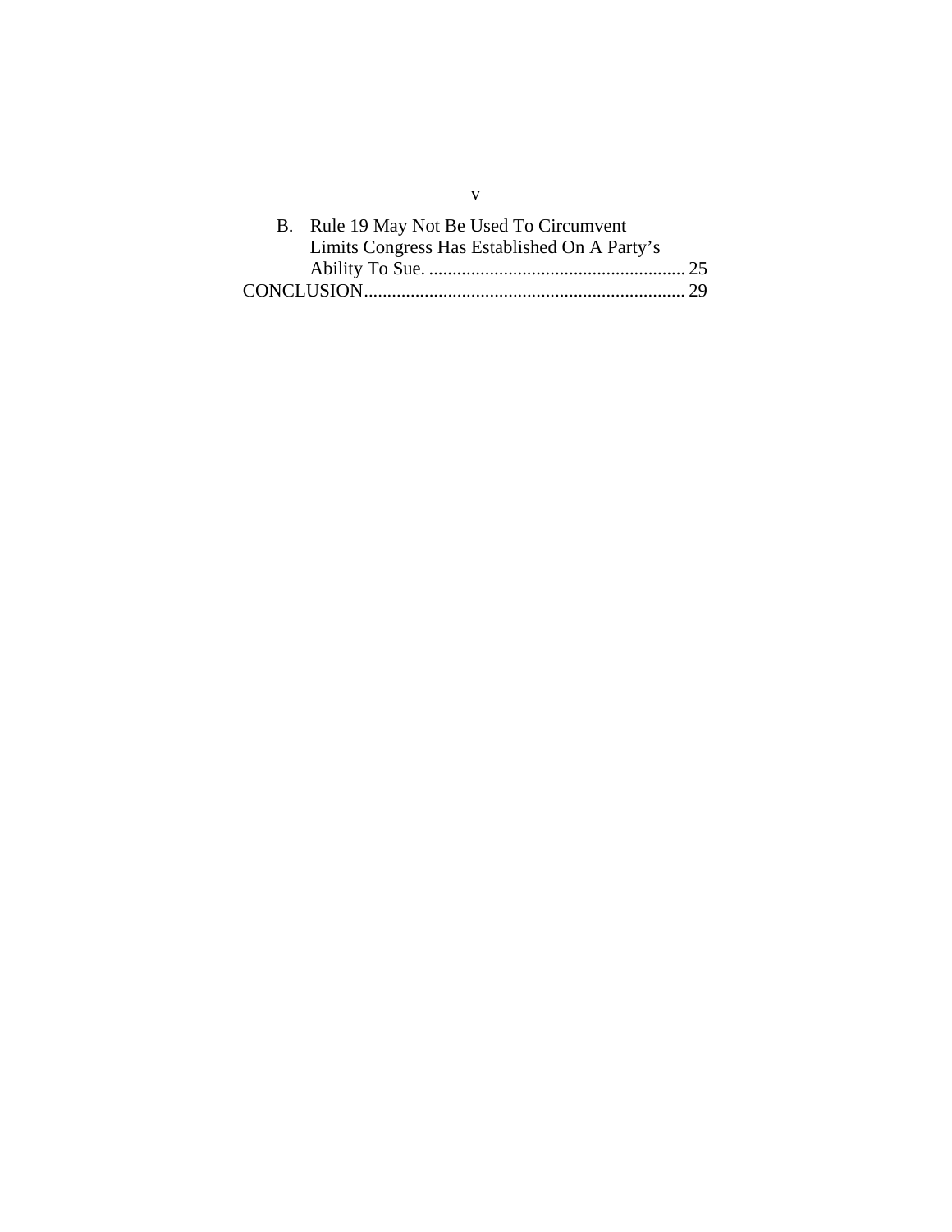B. Rule 19 May Not Be Used To Circumvent Limits Congress Has Established On A Party's Ability To Sue. ........................................................ 25

CONCLUSION..................................................................... 29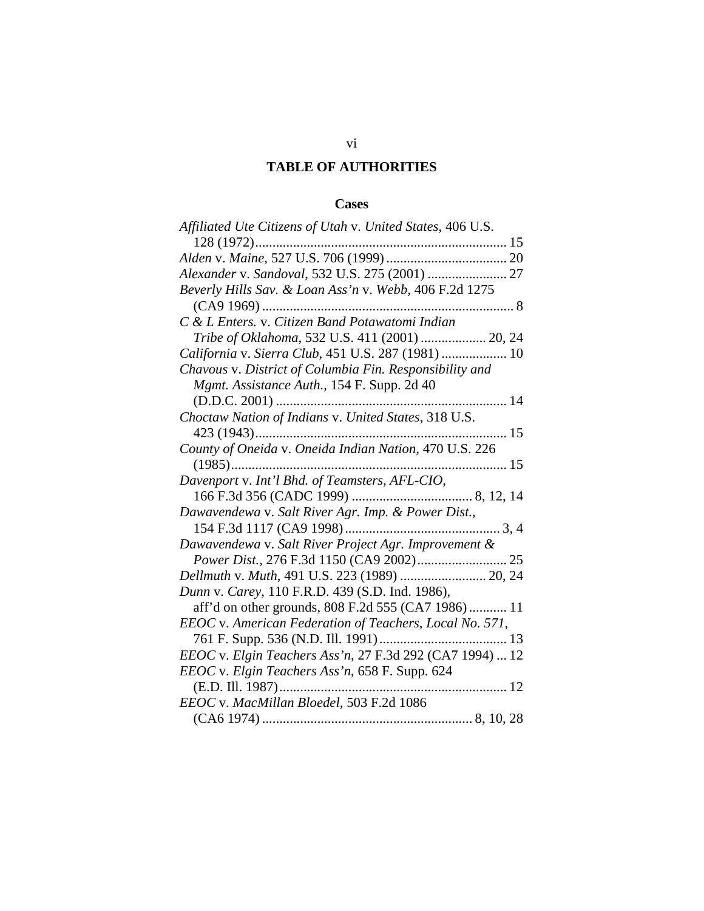# TABLE OF AUTHORITIES

## Cases

*Affiliated Ute Citizens of Utah* v. *United States*, 406 U.S. 128 (1972)........................................................................ 15

*Alden* v. *Maine*, 527 U.S. 706 (1999).................................. 20

*Alexander* v. *Sandoval*, 532 U.S. 275 (2001) ....................... 27

*Beverly Hills Sav. & Loan Ass'n* v. *Webb*, 406 F.2d 1275 (CA9 1969) ......................................................................... 8

*C & L Enters.* v. *Citizen Band Potawatomi Indian Tribe of Oklahoma*, 532 U.S. 411 (2001) ................... 20, 24

*California* v. *Sierra Club*, 451 U.S. 287 (1981) ................... 10

*Chavous* v. *District of Columbia Fin. Responsibility and Mgmt. Assistance Auth.*, 154 F. Supp. 2d 40 (D.D.C. 2001) .................................................................. 14

*Choctaw Nation of Indians* v. *United States*, 318 U.S. 423 (1943)........................................................................ 15

*County of Oneida* v. *Oneida Indian Nation*, 470 U.S. 226 (1985)............................................................................... 15

*Davenport* v. *Int'l Bhd. of Teamsters, AFL-CIO*, 166 F.3d 356 (CADC 1999) .................................. 8, 12, 14

*Dawavendewa* v. *Salt River Agr. Imp. & Power Dist.*, 154 F.3d 1117 (CA9 1998)............................................ 3, 4

*Dawavendewa* v. *Salt River Project Agr. Improvement & Power Dist.*, 276 F.3d 1150 (CA9 2002).......................... 25

*Dellmuth* v. *Muth*, 491 U.S. 223 (1989) ......................... 20, 24

*Dunn* v. *Carey*, 110 F.R.D. 439 (S.D. Ind. 1986), aff'd on other grounds, 808 F.2d 555 (CA7 1986)........... 11

*EEOC* v. *American Federation of Teachers, Local No. 571*, 761 F. Supp. 536 (N.D. Ill. 1991)..................................... 13

*EEOC* v. *Elgin Teachers Ass'n*, 27 F.3d 292 (CA7 1994) ... 12

*EEOC* v. *Elgin Teachers Ass'n*, 658 F. Supp. 624 (E.D. Ill. 1987)................................................................. 12

*EEOC* v. *MacMillan Bloedel*, 503 F.2d 1086 (CA6 1974) ............................................................ 8, 10, 28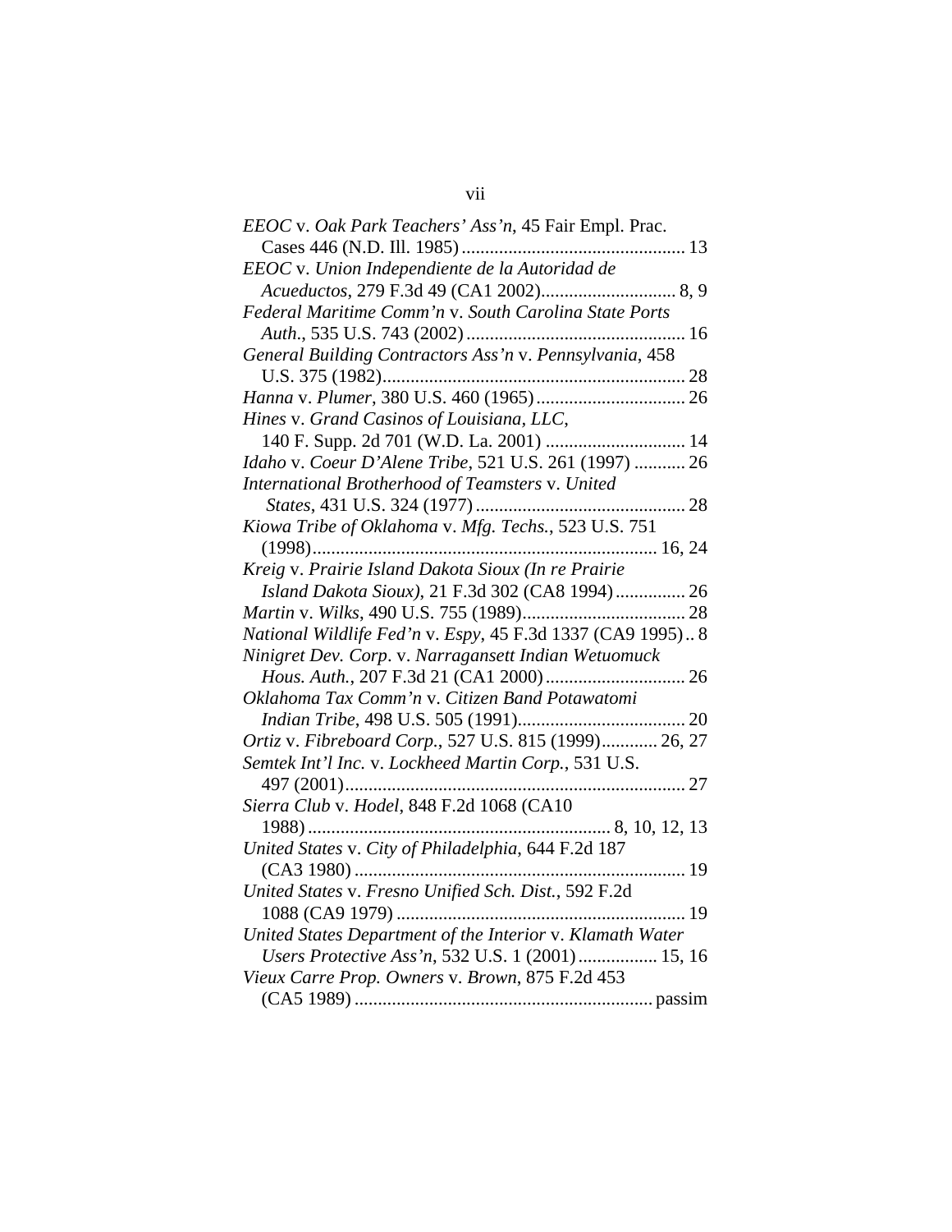*EEOC* v. *Oak Park Teachers' Ass'n*, 45 Fair Empl. Prac. Cases 446 (N.D. Ill. 1985) ................................................ 13

*EEOC* v. *Union Independiente de la Autoridad de Acueductos*, 279 F.3d 49 (CA1 2002)............................. 8, 9

*Federal Maritime Comm'n* v. *South Carolina State Ports Auth.*, 535 U.S. 743 (2002) ............................................... 16

*General Building Contractors Ass'n* v. *Pennsylvania*, 458 U.S. 375 (1982)................................................................. 28

*Hanna* v. *Plumer*, 380 U.S. 460 (1965)................................ 26

*Hines* v. *Grand Casinos of Louisiana, LLC*, 140 F. Supp. 2d 701 (W.D. La. 2001) .............................. 14

*Idaho* v. *Coeur D'Alene Tribe*, 521 U.S. 261 (1997) ........... 26

*International Brotherhood of Teamsters* v. *United States*, 431 U.S. 324 (1977)............................................. 28

*Kiowa Tribe of Oklahoma* v. *Mfg. Techs.*, 523 U.S. 751 (1998)......................................................................... 16, 24

*Kreig* v. *Prairie Island Dakota Sioux (In re Prairie Island Dakota Sioux)*, 21 F.3d 302 (CA8 1994)............... 26

*Martin* v. *Wilks*, 490 U.S. 755 (1989)................................... 28

*National Wildlife Fed'n* v. *Espy*, 45 F.3d 1337 (CA9 1995).. 8

*Ninigret Dev. Corp*. v. *Narragansett Indian Wetuomuck Hous. Auth.*, 207 F.3d 21 (CA1 2000).............................. 26

*Oklahoma Tax Comm'n* v. *Citizen Band Potawatomi Indian Tribe*, 498 U.S. 505 (1991).................................... 20

*Ortiz* v. *Fibreboard Corp.*, 527 U.S. 815 (1999)............ 26, 27

*Semtek Int'l Inc.* v. *Lockheed Martin Corp.*, 531 U.S. 497 (2001)......................................................................... 27

*Sierra Club* v. *Hodel*, 848 F.2d 1068 (CA10 1988)................................................................. 8, 10, 12, 13

*United States* v. *City of Philadelphia*, 644 F.2d 187 (CA3 1980)....................................................................... 19

*United States* v. *Fresno Unified Sch. Dist.*, 592 F.2d 1088 (CA9 1979)............................................................. 19

*United States Department of the Interior* v. *Klamath Water Users Protective Ass'n*, 532 U.S. 1 (2001)................. 15, 16

*Vieux Carre Prop. Owners* v. *Brown*, 875 F.2d 453 (CA5 1989) ................................................................ passim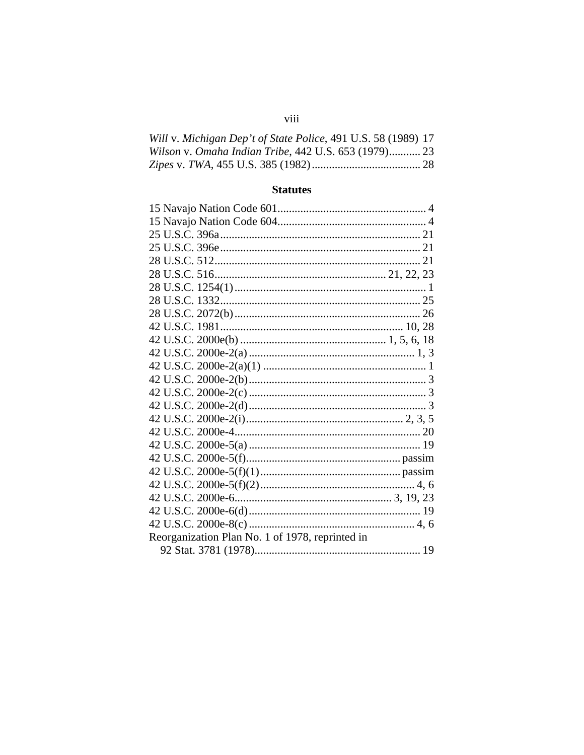*Will* v. *Michigan Dep't of State Police*, 491 U.S. 58 (1989) 17
*Wilson* v. *Omaha Indian Tribe*, 442 U.S. 653 (1979)........... 23
*Zipes* v. *TWA*, 455 U.S. 385 (1982)...................................... 28

## Statutes

15 Navajo Nation Code 601.................................................... 4
15 Navajo Nation Code 604.................................................... 4
25 U.S.C. 396a..................................................................... 21
25 U.S.C. 396e..................................................................... 21
28 U.S.C. 512....................................................................... 21
28 U.S.C. 516........................................................... 21, 22, 23
28 U.S.C. 1254(1).................................................................. 1
28 U.S.C. 1332..................................................................... 25
28 U.S.C. 2072(b)................................................................. 26
42 U.S.C. 1981................................................................ 10, 28
42 U.S.C. 2000e(b)................................................... 1, 5, 6, 18
42 U.S.C. 2000e-2(a).......................................................... 1, 3
42 U.S.C. 2000e-2(a)(1)......................................................... 1
42 U.S.C. 2000e-2(b).............................................................. 3
42 U.S.C. 2000e-2(c).............................................................. 3
42 U.S.C. 2000e-2(d).............................................................. 3
42 U.S.C. 2000e-2(i)....................................................... 2, 3, 5
42 U.S.C. 2000e-4................................................................. 20
42 U.S.C. 2000e-5(a)............................................................ 19
42 U.S.C. 2000e-5(f)...................................................... passim
42 U.S.C. 2000e-5(f)(1)................................................. passim
42 U.S.C. 2000e-5(f)(2)...................................................... 4, 6
42 U.S.C. 2000e-6...................................................... 3, 19, 23
42 U.S.C. 2000e-6(d)............................................................ 19
42 U.S.C. 2000e-8(c).......................................................... 4, 6
Reorganization Plan No. 1 of 1978, reprinted in
92 Stat. 3781 (1978).......................................................... 19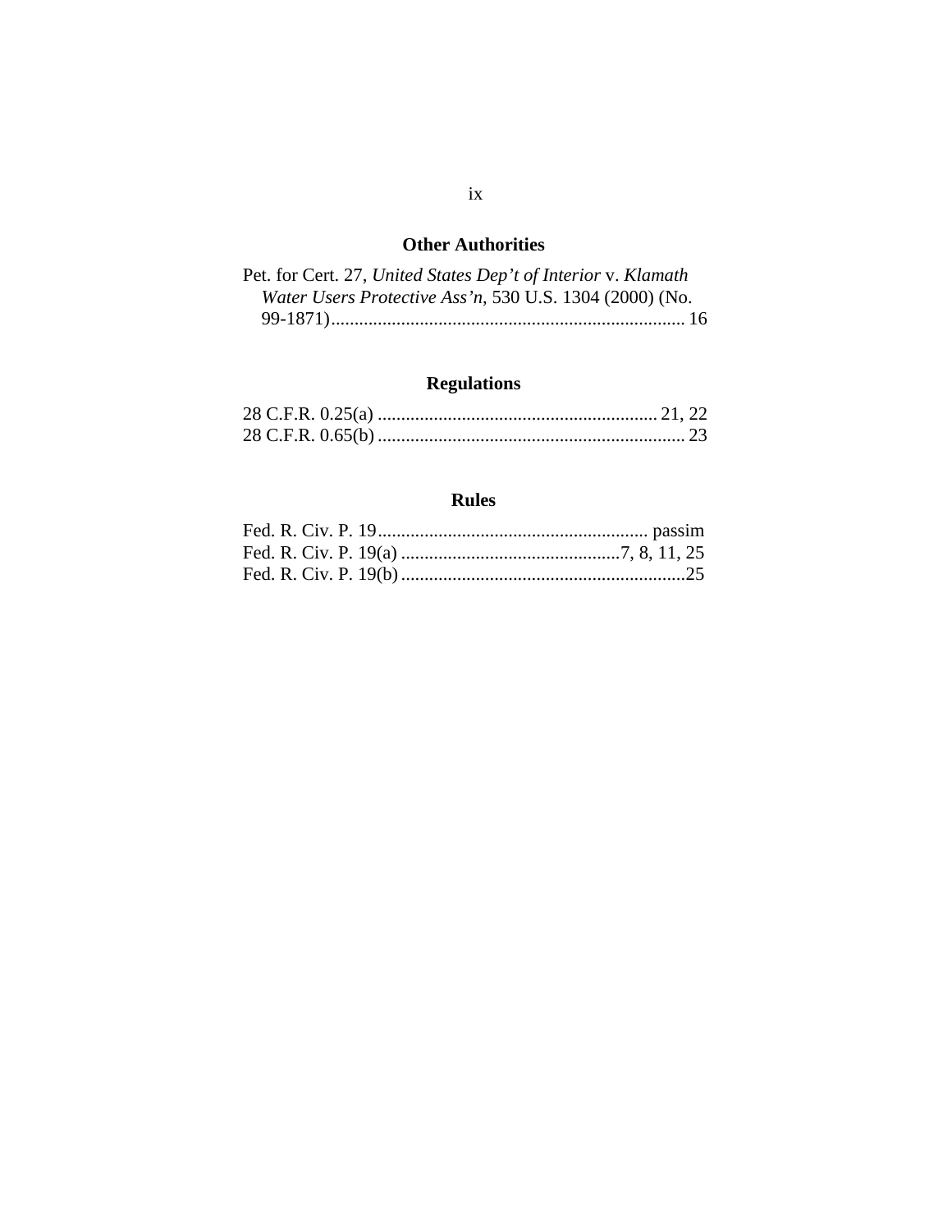## Other Authorities

Pet. for Cert. 27, *United States Dep't of Interior* v. *Klamath Water Users Protective Ass'n*, 530 U.S. 1304 (2000) (No. 99-1871)........................................................................... 16

## Regulations

28 C.F.R. 0.25(a) ............................................................ 21, 22
28 C.F.R. 0.65(b) ................................................................. 23

## Rules

Fed. R. Civ. P. 19.......................................................... passim
Fed. R. Civ. P. 19(a) ...............................................7, 8, 11, 25
Fed. R. Civ. P. 19(b) .............................................................25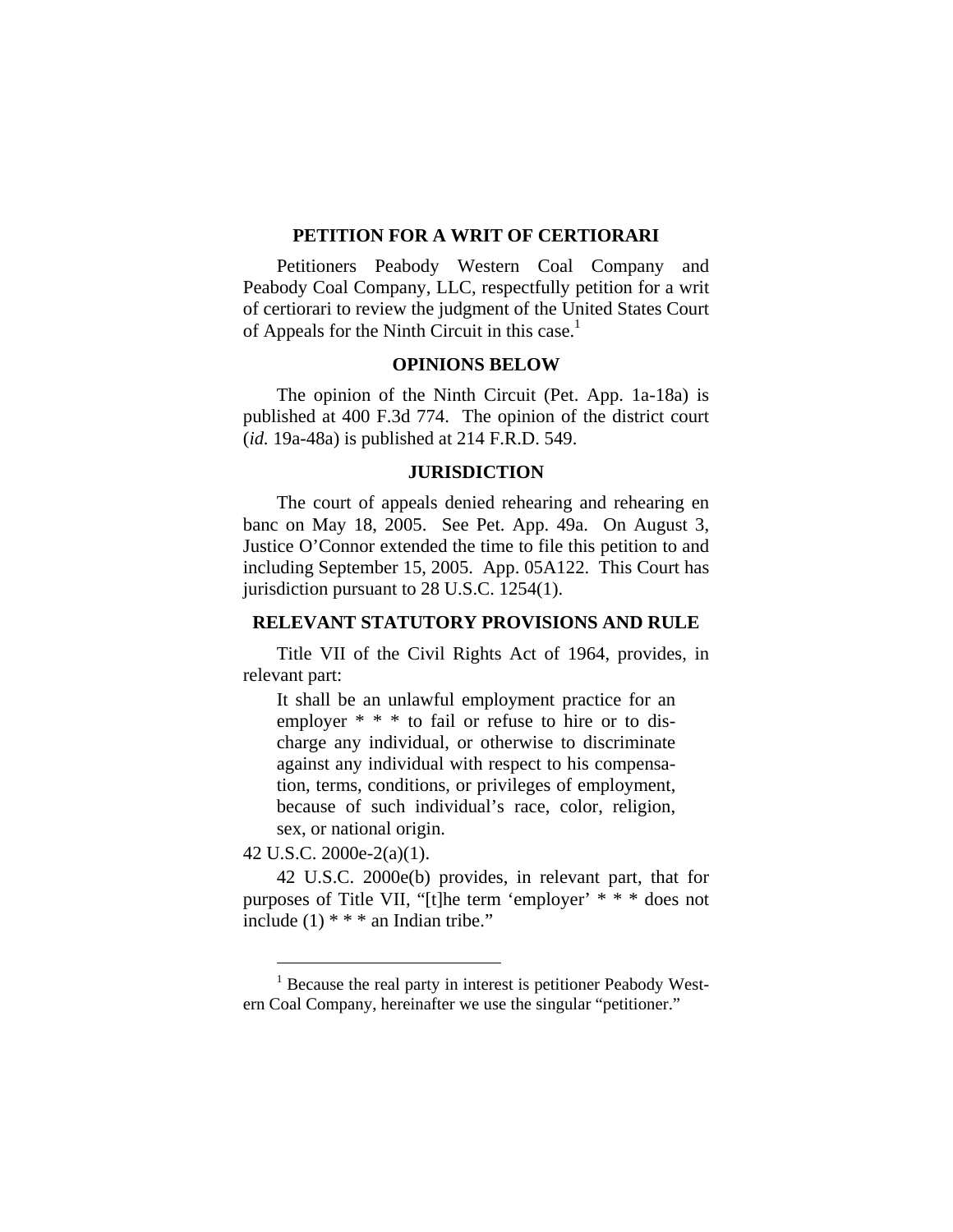## PETITION FOR A WRIT OF CERTIORARI

Petitioners Peabody Western Coal Company and Peabody Coal Company, LLC, respectfully petition for a writ of certiorari to review the judgment of the United States Court of Appeals for the Ninth Circuit in this case.[1]

## OPINIONS BELOW

The opinion of the Ninth Circuit (Pet. App. 1a-18a) is published at 400 F.3d 774. The opinion of the district court (*id.* 19a-48a) is published at 214 F.R.D. 549.

## JURISDICTION

The court of appeals denied rehearing and rehearing en banc on May 18, 2005. See Pet. App. 49a. On August 3, Justice O'Connor extended the time to file this petition to and including September 15, 2005. App. 05A122. This Court has jurisdiction pursuant to 28 U.S.C. 1254(1).

## RELEVANT STATUTORY PROVISIONS AND RULE

Title VII of the Civil Rights Act of 1964, provides, in relevant part:

> It shall be an unlawful employment practice for an employer * * * to fail or refuse to hire or to discharge any individual, or otherwise to discriminate against any individual with respect to his compensation, terms, conditions, or privileges of employment, because of such individual's race, color, religion, sex, or national origin.

42 U.S.C. 2000e-2(a)(1).

42 U.S.C. 2000e(b) provides, in relevant part, that for purposes of Title VII, "[t]he term 'employer' * * * does not include (1) * * * an Indian tribe."

---

[1] Because the real party in interest is petitioner Peabody Western Coal Company, hereinafter we use the singular "petitioner."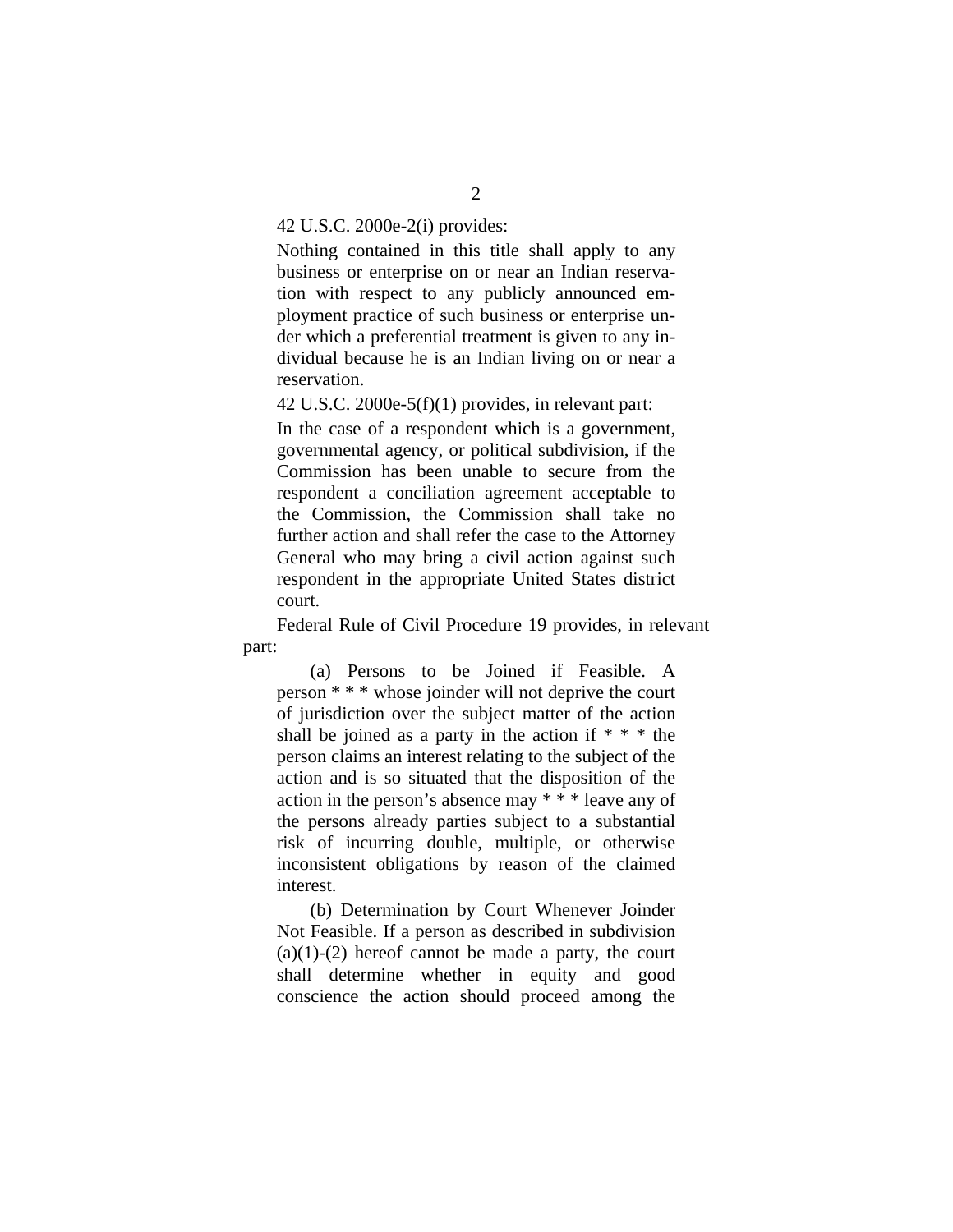42 U.S.C. 2000e-2(i) provides:

> Nothing contained in this title shall apply to any business or enterprise on or near an Indian reservation with respect to any publicly announced employment practice of such business or enterprise under which a preferential treatment is given to any individual because he is an Indian living on or near a reservation.

42 U.S.C. 2000e-5(f)(1) provides, in relevant part:

> In the case of a respondent which is a government, governmental agency, or political subdivision, if the Commission has been unable to secure from the respondent a conciliation agreement acceptable to the Commission, the Commission shall take no further action and shall refer the case to the Attorney General who may bring a civil action against such respondent in the appropriate United States district court.

Federal Rule of Civil Procedure 19 provides, in relevant part:

> (a) Persons to be Joined if Feasible. A person * * * whose joinder will not deprive the court of jurisdiction over the subject matter of the action shall be joined as a party in the action if * * * the person claims an interest relating to the subject of the action and is so situated that the disposition of the action in the person's absence may * * * leave any of the persons already parties subject to a substantial risk of incurring double, multiple, or otherwise inconsistent obligations by reason of the claimed interest.
>
> (b) Determination by Court Whenever Joinder Not Feasible. If a person as described in subdivision (a)(1)-(2) hereof cannot be made a party, the court shall determine whether in equity and good conscience the action should proceed among the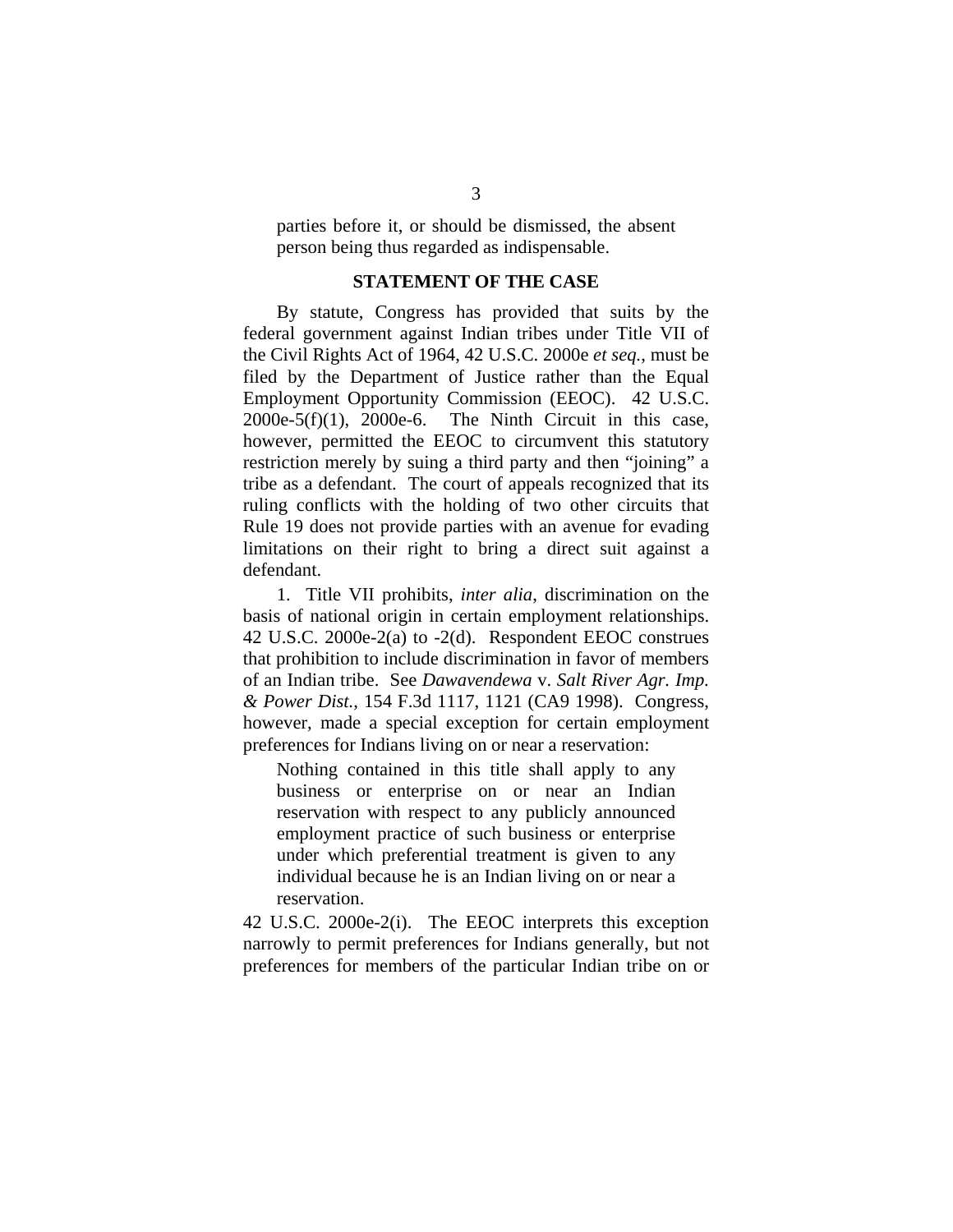> parties before it, or should be dismissed, the absent person being thus regarded as indispensable.

## STATEMENT OF THE CASE

By statute, Congress has provided that suits by the federal government against Indian tribes under Title VII of the Civil Rights Act of 1964, 42 U.S.C. 2000e *et seq.*, must be filed by the Department of Justice rather than the Equal Employment Opportunity Commission (EEOC). 42 U.S.C. 2000e-5(f)(1), 2000e-6. The Ninth Circuit in this case, however, permitted the EEOC to circumvent this statutory restriction merely by suing a third party and then "joining" a tribe as a defendant. The court of appeals recognized that its ruling conflicts with the holding of two other circuits that Rule 19 does not provide parties with an avenue for evading limitations on their right to bring a direct suit against a defendant.

1. Title VII prohibits, *inter alia*, discrimination on the basis of national origin in certain employment relationships. 42 U.S.C. 2000e-2(a) to -2(d). Respondent EEOC construes that prohibition to include discrimination in favor of members of an Indian tribe. See *Dawavendewa* v. *Salt River Agr. Imp. & Power Dist.*, 154 F.3d 1117, 1121 (CA9 1998). Congress, however, made a special exception for certain employment preferences for Indians living on or near a reservation:

> Nothing contained in this title shall apply to any business or enterprise on or near an Indian reservation with respect to any publicly announced employment practice of such business or enterprise under which preferential treatment is given to any individual because he is an Indian living on or near a reservation.

42 U.S.C. 2000e-2(i). The EEOC interprets this exception narrowly to permit preferences for Indians generally, but not preferences for members of the particular Indian tribe on or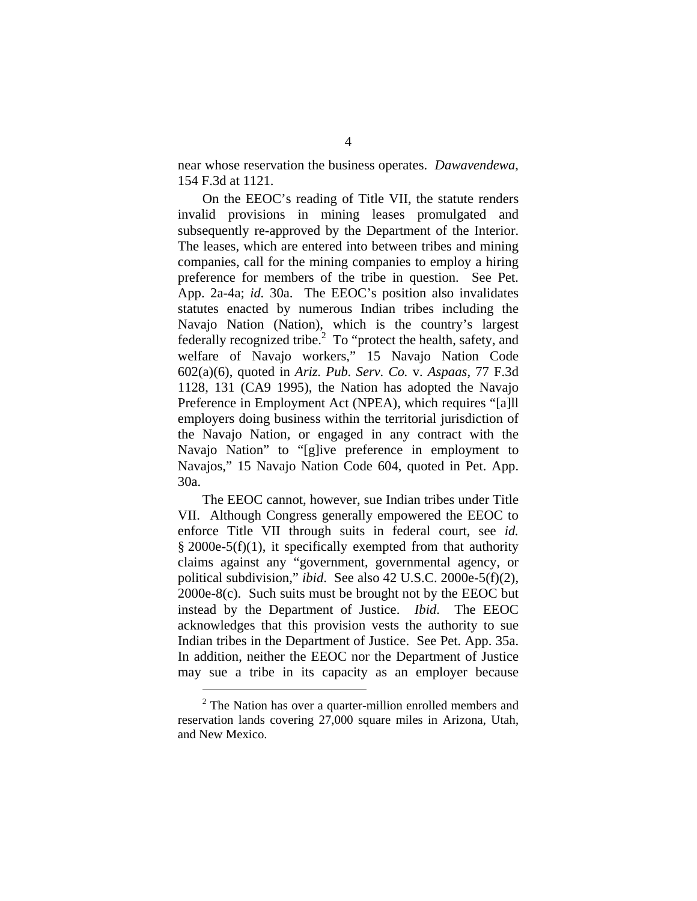near whose reservation the business operates. *Dawavendewa*, 154 F.3d at 1121.

On the EEOC's reading of Title VII, the statute renders invalid provisions in mining leases promulgated and subsequently re-approved by the Department of the Interior. The leases, which are entered into between tribes and mining companies, call for the mining companies to employ a hiring preference for members of the tribe in question. See Pet. App. 2a-4a; *id.* 30a. The EEOC's position also invalidates statutes enacted by numerous Indian tribes including the Navajo Nation (Nation), which is the country's largest federally recognized tribe.[2] To "protect the health, safety, and welfare of Navajo workers," 15 Navajo Nation Code 602(a)(6), quoted in *Ariz. Pub. Serv. Co.* v. *Aspaas*, 77 F.3d 1128, 131 (CA9 1995), the Nation has adopted the Navajo Preference in Employment Act (NPEA), which requires "[a]ll employers doing business within the territorial jurisdiction of the Navajo Nation, or engaged in any contract with the Navajo Nation" to "[g]ive preference in employment to Navajos," 15 Navajo Nation Code 604, quoted in Pet. App. 30a.

The EEOC cannot, however, sue Indian tribes under Title VII. Although Congress generally empowered the EEOC to enforce Title VII through suits in federal court, see *id.* § 2000e-5(f)(1), it specifically exempted from that authority claims against any "government, governmental agency, or political subdivision," *ibid*. See also 42 U.S.C. 2000e-5(f)(2), 2000e-8(c). Such suits must be brought not by the EEOC but instead by the Department of Justice. *Ibid*. The EEOC acknowledges that this provision vests the authority to sue Indian tribes in the Department of Justice. See Pet. App. 35a. In addition, neither the EEOC nor the Department of Justice may sue a tribe in its capacity as an employer because

[2] The Nation has over a quarter-million enrolled members and reservation lands covering 27,000 square miles in Arizona, Utah, and New Mexico.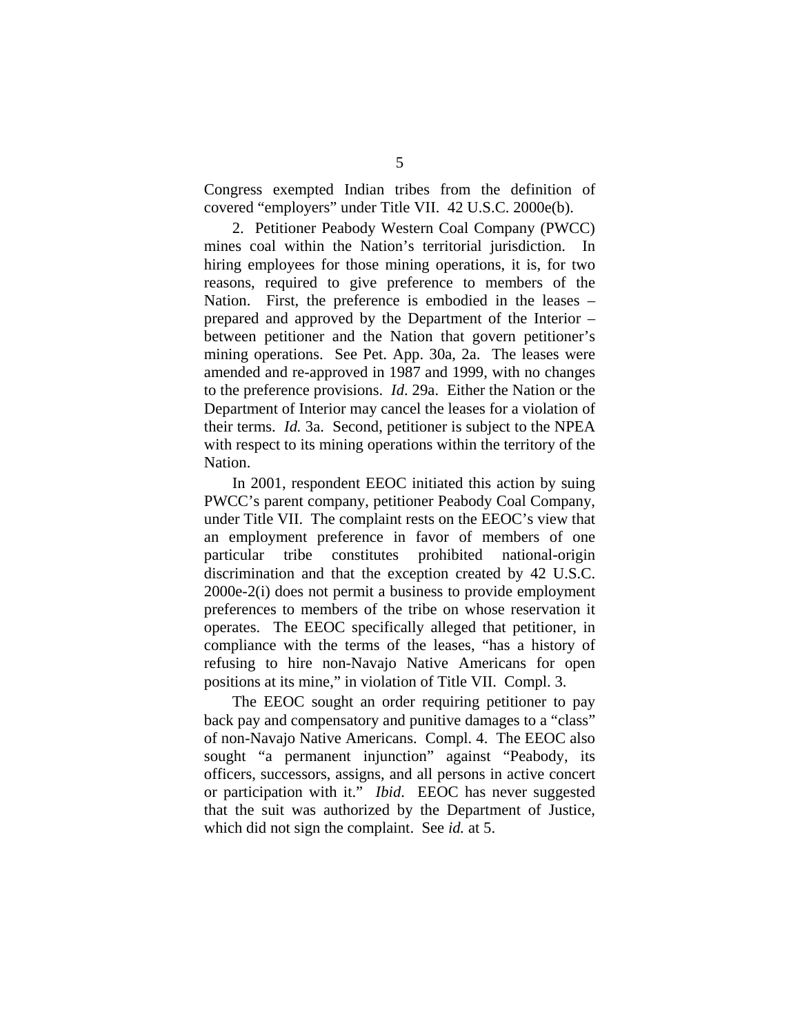Congress exempted Indian tribes from the definition of covered "employers" under Title VII. 42 U.S.C. 2000e(b).

2. Petitioner Peabody Western Coal Company (PWCC) mines coal within the Nation's territorial jurisdiction. In hiring employees for those mining operations, it is, for two reasons, required to give preference to members of the Nation. First, the preference is embodied in the leases – prepared and approved by the Department of the Interior – between petitioner and the Nation that govern petitioner's mining operations. See Pet. App. 30a, 2a. The leases were amended and re-approved in 1987 and 1999, with no changes to the preference provisions. *Id*. 29a. Either the Nation or the Department of Interior may cancel the leases for a violation of their terms. *Id.* 3a. Second, petitioner is subject to the NPEA with respect to its mining operations within the territory of the Nation.

In 2001, respondent EEOC initiated this action by suing PWCC's parent company, petitioner Peabody Coal Company, under Title VII. The complaint rests on the EEOC's view that an employment preference in favor of members of one particular tribe constitutes prohibited national-origin discrimination and that the exception created by 42 U.S.C. 2000e-2(i) does not permit a business to provide employment preferences to members of the tribe on whose reservation it operates. The EEOC specifically alleged that petitioner, in compliance with the terms of the leases, "has a history of refusing to hire non-Navajo Native Americans for open positions at its mine," in violation of Title VII. Compl. 3.

The EEOC sought an order requiring petitioner to pay back pay and compensatory and punitive damages to a "class" of non-Navajo Native Americans. Compl. 4. The EEOC also sought "a permanent injunction" against "Peabody, its officers, successors, assigns, and all persons in active concert or participation with it." *Ibid*. EEOC has never suggested that the suit was authorized by the Department of Justice, which did not sign the complaint. See *id.* at 5.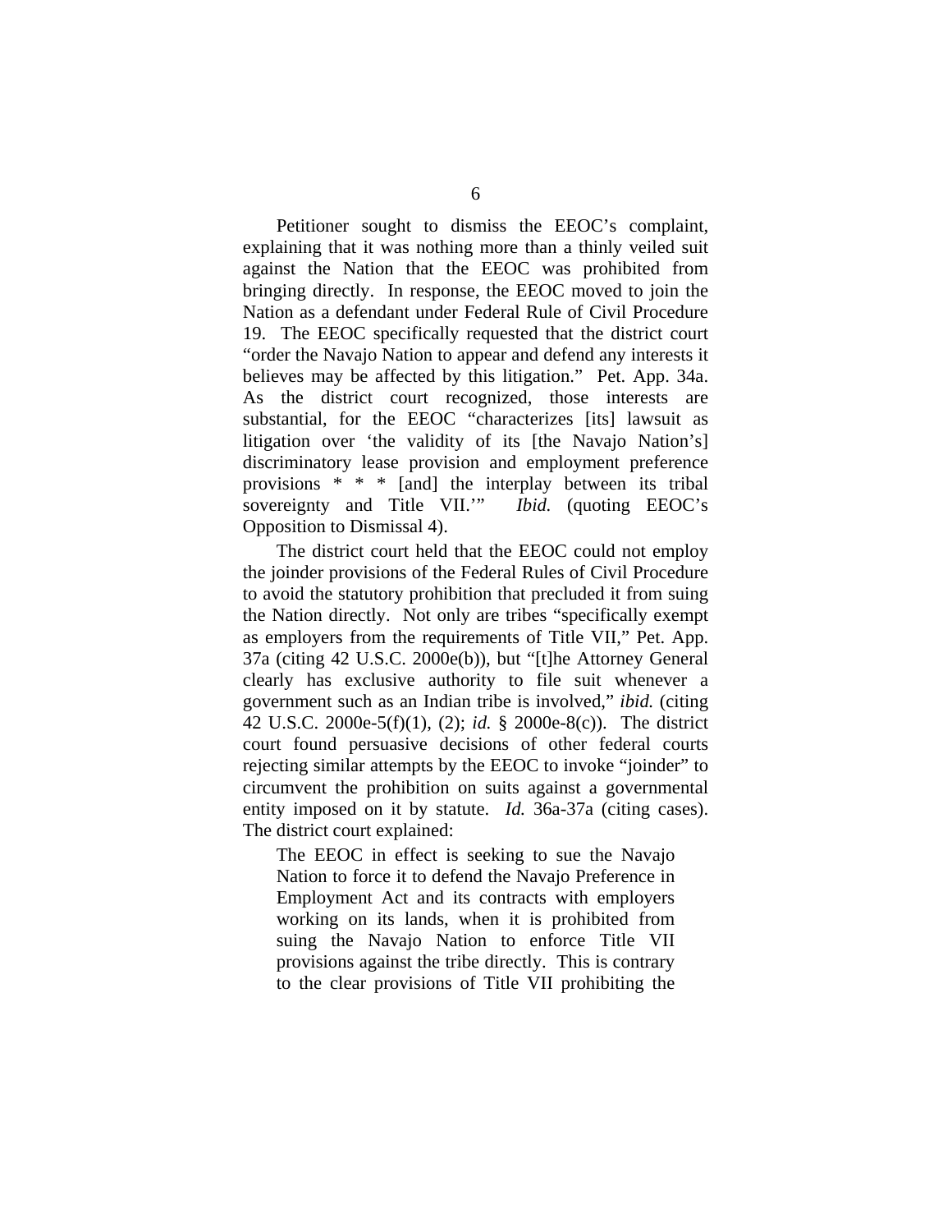Petitioner sought to dismiss the EEOC's complaint, explaining that it was nothing more than a thinly veiled suit against the Nation that the EEOC was prohibited from bringing directly. In response, the EEOC moved to join the Nation as a defendant under Federal Rule of Civil Procedure 19. The EEOC specifically requested that the district court "order the Navajo Nation to appear and defend any interests it believes may be affected by this litigation." Pet. App. 34a. As the district court recognized, those interests are substantial, for the EEOC "characterizes [its] lawsuit as litigation over 'the validity of its [the Navajo Nation's] discriminatory lease provision and employment preference provisions * * * [and] the interplay between its tribal sovereignty and Title VII.'" *Ibid.* (quoting EEOC's Opposition to Dismissal 4).

The district court held that the EEOC could not employ the joinder provisions of the Federal Rules of Civil Procedure to avoid the statutory prohibition that precluded it from suing the Nation directly. Not only are tribes "specifically exempt as employers from the requirements of Title VII," Pet. App. 37a (citing 42 U.S.C. 2000e(b)), but "[t]he Attorney General clearly has exclusive authority to file suit whenever a government such as an Indian tribe is involved," *ibid.* (citing 42 U.S.C. 2000e-5(f)(1), (2); *id.* § 2000e-8(c)). The district court found persuasive decisions of other federal courts rejecting similar attempts by the EEOC to invoke "joinder" to circumvent the prohibition on suits against a governmental entity imposed on it by statute. *Id.* 36a-37a (citing cases). The district court explained:

> The EEOC in effect is seeking to sue the Navajo Nation to force it to defend the Navajo Preference in Employment Act and its contracts with employers working on its lands, when it is prohibited from suing the Navajo Nation to enforce Title VII provisions against the tribe directly. This is contrary to the clear provisions of Title VII prohibiting the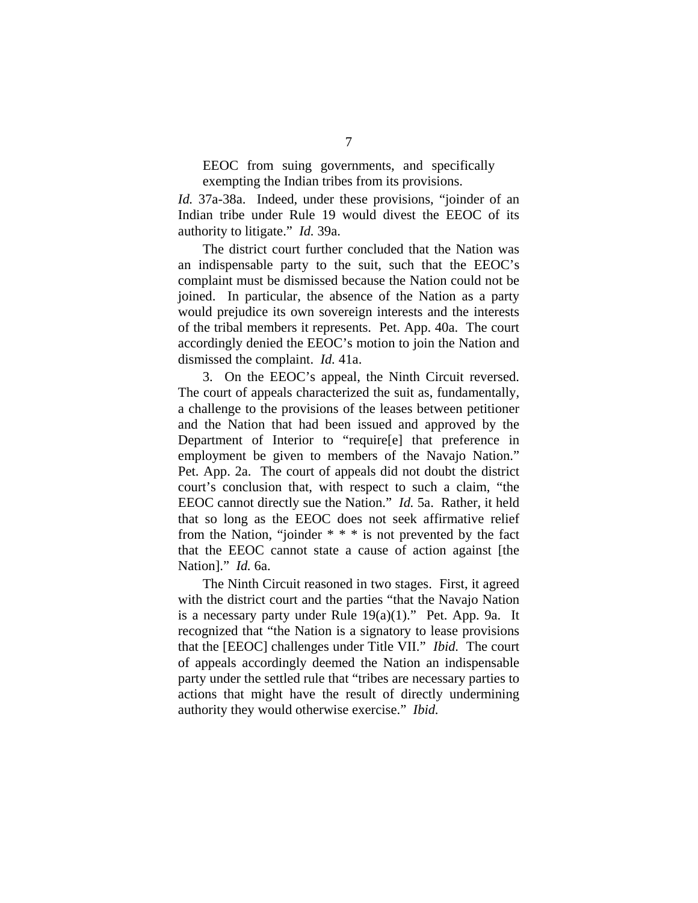EEOC from suing governments, and specifically exempting the Indian tribes from its provisions.

*Id.* 37a-38a. Indeed, under these provisions, "joinder of an Indian tribe under Rule 19 would divest the EEOC of its authority to litigate." *Id.* 39a.

The district court further concluded that the Nation was an indispensable party to the suit, such that the EEOC's complaint must be dismissed because the Nation could not be joined. In particular, the absence of the Nation as a party would prejudice its own sovereign interests and the interests of the tribal members it represents. Pet. App. 40a. The court accordingly denied the EEOC's motion to join the Nation and dismissed the complaint. *Id.* 41a.

3. On the EEOC's appeal, the Ninth Circuit reversed. The court of appeals characterized the suit as, fundamentally, a challenge to the provisions of the leases between petitioner and the Nation that had been issued and approved by the Department of Interior to "require[e] that preference in employment be given to members of the Navajo Nation." Pet. App. 2a. The court of appeals did not doubt the district court's conclusion that, with respect to such a claim, "the EEOC cannot directly sue the Nation." *Id.* 5a. Rather, it held that so long as the EEOC does not seek affirmative relief from the Nation, "joinder * * * is not prevented by the fact that the EEOC cannot state a cause of action against [the Nation]." *Id.* 6a.

The Ninth Circuit reasoned in two stages. First, it agreed with the district court and the parties "that the Navajo Nation is a necessary party under Rule 19(a)(1)." Pet. App. 9a. It recognized that "the Nation is a signatory to lease provisions that the [EEOC] challenges under Title VII." *Ibid.* The court of appeals accordingly deemed the Nation an indispensable party under the settled rule that "tribes are necessary parties to actions that might have the result of directly undermining authority they would otherwise exercise." *Ibid.*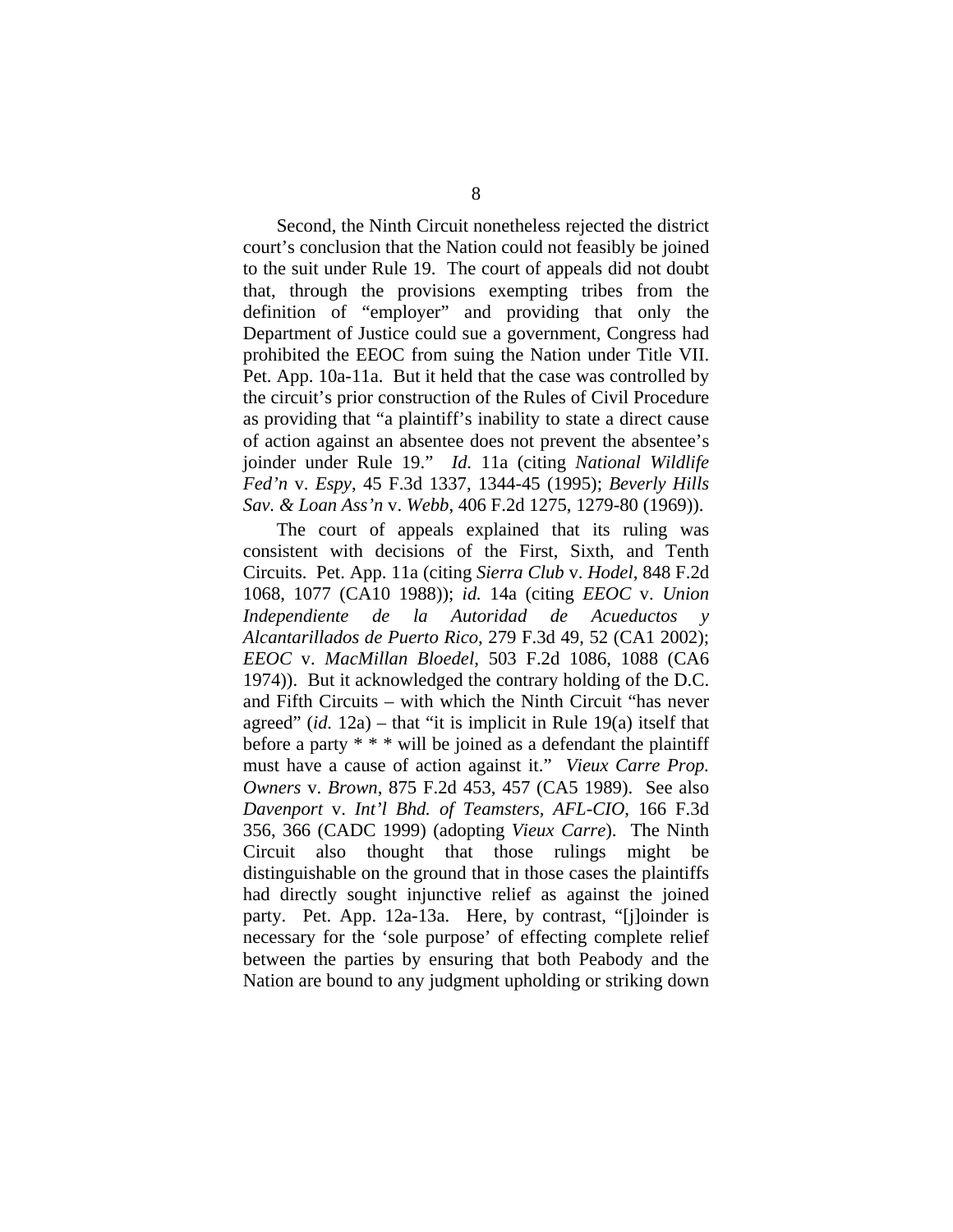Second, the Ninth Circuit nonetheless rejected the district court's conclusion that the Nation could not feasibly be joined to the suit under Rule 19. The court of appeals did not doubt that, through the provisions exempting tribes from the definition of "employer" and providing that only the Department of Justice could sue a government, Congress had prohibited the EEOC from suing the Nation under Title VII. Pet. App. 10a-11a. But it held that the case was controlled by the circuit's prior construction of the Rules of Civil Procedure as providing that "a plaintiff's inability to state a direct cause of action against an absentee does not prevent the absentee's joinder under Rule 19." *Id.* 11a (citing *National Wildlife Fed'n* v. *Espy*, 45 F.3d 1337, 1344-45 (1995); *Beverly Hills Sav. & Loan Ass'n* v. *Webb*, 406 F.2d 1275, 1279-80 (1969)).

The court of appeals explained that its ruling was consistent with decisions of the First, Sixth, and Tenth Circuits. Pet. App. 11a (citing *Sierra Club* v. *Hodel*, 848 F.2d 1068, 1077 (CA10 1988)); *id.* 14a (citing *EEOC* v. *Union Independiente de la Autoridad de Acueductos y Alcantarillados de Puerto Rico*, 279 F.3d 49, 52 (CA1 2002); *EEOC* v. *MacMillan Bloedel*, 503 F.2d 1086, 1088 (CA6 1974)). But it acknowledged the contrary holding of the D.C. and Fifth Circuits – with which the Ninth Circuit "has never agreed" (*id.* 12a) – that "it is implicit in Rule 19(a) itself that before a party * * * will be joined as a defendant the plaintiff must have a cause of action against it." *Vieux Carre Prop. Owners* v. *Brown*, 875 F.2d 453, 457 (CA5 1989). See also *Davenport* v. *Int'l Bhd. of Teamsters, AFL-CIO*, 166 F.3d 356, 366 (CADC 1999) (adopting *Vieux Carre*). The Ninth Circuit also thought that those rulings might be distinguishable on the ground that in those cases the plaintiffs had directly sought injunctive relief as against the joined party. Pet. App. 12a-13a. Here, by contrast, "[j]oinder is necessary for the 'sole purpose' of effecting complete relief between the parties by ensuring that both Peabody and the Nation are bound to any judgment upholding or striking down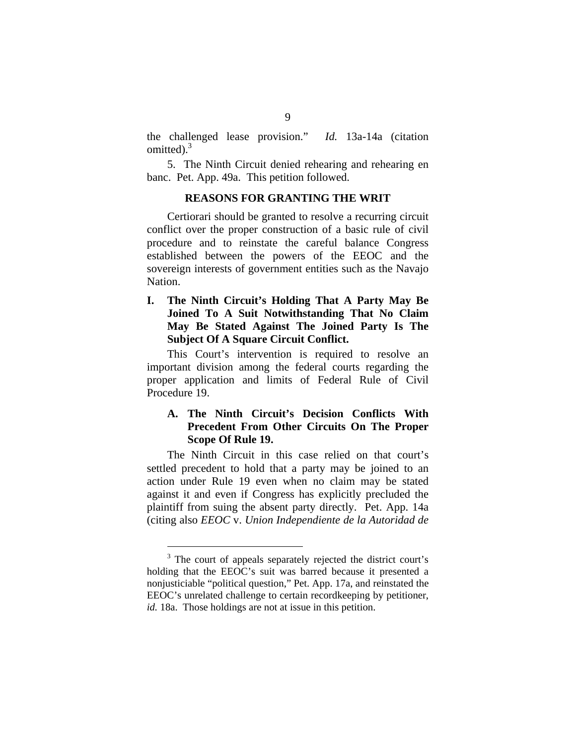the challenged lease provision." *Id.* 13a-14a (citation omitted).[3]

5. The Ninth Circuit denied rehearing and rehearing en banc. Pet. App. 49a. This petition followed.

## REASONS FOR GRANTING THE WRIT

Certiorari should be granted to resolve a recurring circuit conflict over the proper construction of a basic rule of civil procedure and to reinstate the careful balance Congress established between the powers of the EEOC and the sovereign interests of government entities such as the Navajo Nation.

### I. The Ninth Circuit's Holding That A Party May Be Joined To A Suit Notwithstanding That No Claim May Be Stated Against The Joined Party Is The Subject Of A Square Circuit Conflict.

This Court's intervention is required to resolve an important division among the federal courts regarding the proper application and limits of Federal Rule of Civil Procedure 19.

#### A. The Ninth Circuit's Decision Conflicts With Precedent From Other Circuits On The Proper Scope Of Rule 19.

The Ninth Circuit in this case relied on that court's settled precedent to hold that a party may be joined to an action under Rule 19 even when no claim may be stated against it and even if Congress has explicitly precluded the plaintiff from suing the absent party directly. Pet. App. 14a (citing also *EEOC* v. *Union Independiente de la Autoridad de*

---

[3] The court of appeals separately rejected the district court's holding that the EEOC's suit was barred because it presented a nonjusticiable "political question," Pet. App. 17a, and reinstated the EEOC's unrelated challenge to certain recordkeeping by petitioner, *id.* 18a. Those holdings are not at issue in this petition.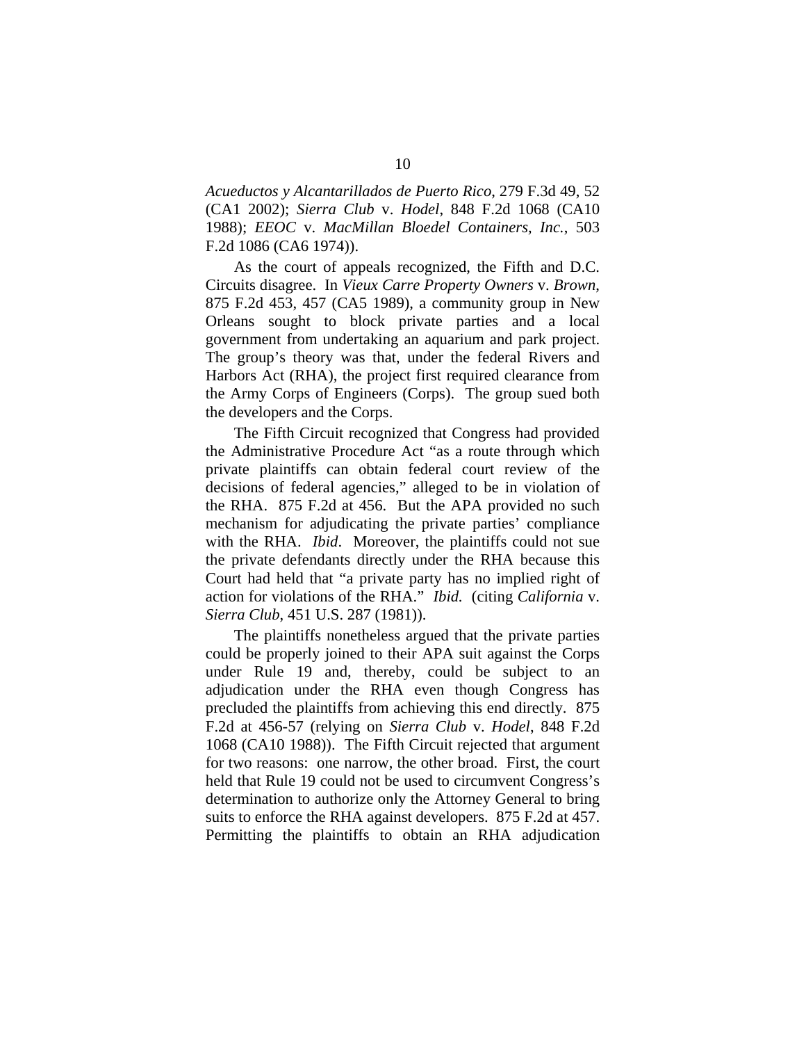*Acueductos y Alcantarillados de Puerto Rico*, 279 F.3d 49, 52 (CA1 2002); *Sierra Club* v. *Hodel*, 848 F.2d 1068 (CA10 1988); *EEOC* v. *MacMillan Bloedel Containers, Inc.*, 503 F.2d 1086 (CA6 1974)).

As the court of appeals recognized, the Fifth and D.C. Circuits disagree. In *Vieux Carre Property Owners* v. *Brown*, 875 F.2d 453, 457 (CA5 1989), a community group in New Orleans sought to block private parties and a local government from undertaking an aquarium and park project. The group's theory was that, under the federal Rivers and Harbors Act (RHA), the project first required clearance from the Army Corps of Engineers (Corps). The group sued both the developers and the Corps.

The Fifth Circuit recognized that Congress had provided the Administrative Procedure Act "as a route through which private plaintiffs can obtain federal court review of the decisions of federal agencies," alleged to be in violation of the RHA. 875 F.2d at 456. But the APA provided no such mechanism for adjudicating the private parties' compliance with the RHA. *Ibid*. Moreover, the plaintiffs could not sue the private defendants directly under the RHA because this Court had held that "a private party has no implied right of action for violations of the RHA." *Ibid.* (citing *California* v. *Sierra Club*, 451 U.S. 287 (1981)).

The plaintiffs nonetheless argued that the private parties could be properly joined to their APA suit against the Corps under Rule 19 and, thereby, could be subject to an adjudication under the RHA even though Congress has precluded the plaintiffs from achieving this end directly. 875 F.2d at 456-57 (relying on *Sierra Club* v. *Hodel*, 848 F.2d 1068 (CA10 1988)). The Fifth Circuit rejected that argument for two reasons: one narrow, the other broad. First, the court held that Rule 19 could not be used to circumvent Congress's determination to authorize only the Attorney General to bring suits to enforce the RHA against developers. 875 F.2d at 457. Permitting the plaintiffs to obtain an RHA adjudication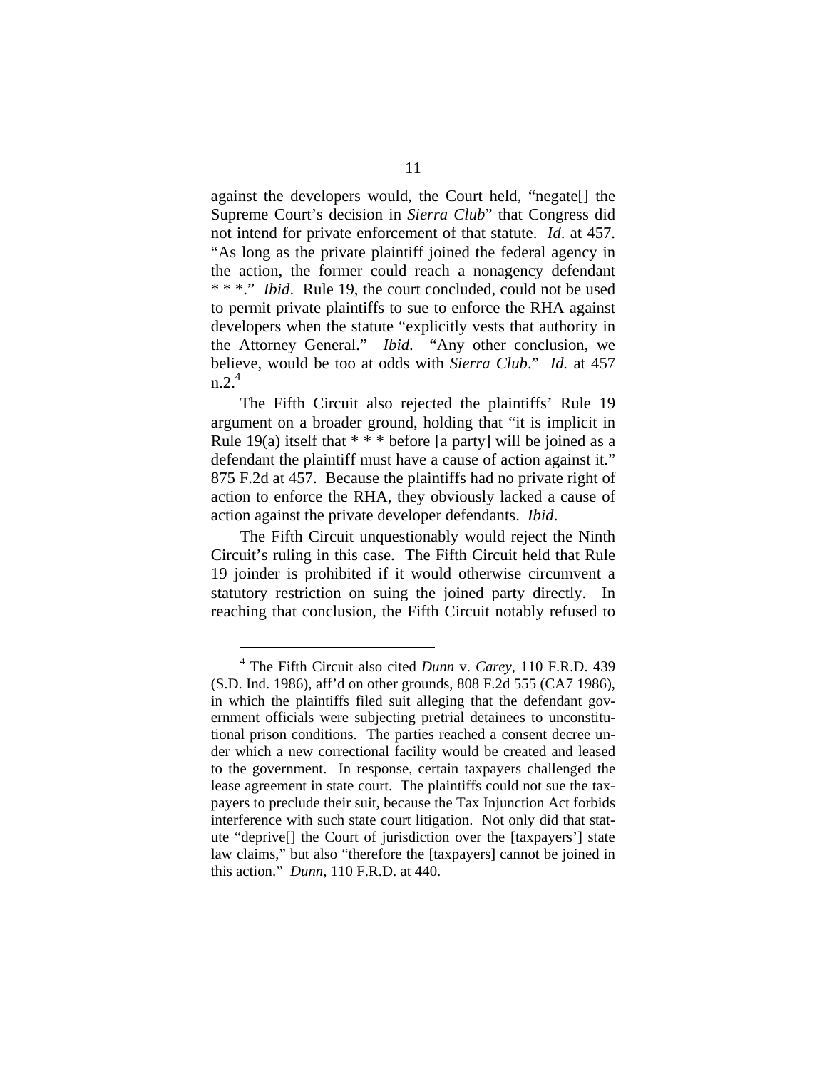against the developers would, the Court held, "negate[] the Supreme Court's decision in *Sierra Club*" that Congress did not intend for private enforcement of that statute. *Id.* at 457. "As long as the private plaintiff joined the federal agency in the action, the former could reach a nonagency defendant * * *." *Ibid*. Rule 19, the court concluded, could not be used to permit private plaintiffs to sue to enforce the RHA against developers when the statute "explicitly vests that authority in the Attorney General." *Ibid*. "Any other conclusion, we believe, would be too at odds with *Sierra Club*." *Id.* at 457 n.2.[4]

The Fifth Circuit also rejected the plaintiffs' Rule 19 argument on a broader ground, holding that "it is implicit in Rule 19(a) itself that * * * before [a party] will be joined as a defendant the plaintiff must have a cause of action against it." 875 F.2d at 457. Because the plaintiffs had no private right of action to enforce the RHA, they obviously lacked a cause of action against the private developer defendants. *Ibid*.

The Fifth Circuit unquestionably would reject the Ninth Circuit's ruling in this case. The Fifth Circuit held that Rule 19 joinder is prohibited if it would otherwise circumvent a statutory restriction on suing the joined party directly. In reaching that conclusion, the Fifth Circuit notably refused to

---

[4] The Fifth Circuit also cited *Dunn* v. *Carey*, 110 F.R.D. 439 (S.D. Ind. 1986), aff'd on other grounds, 808 F.2d 555 (CA7 1986), in which the plaintiffs filed suit alleging that the defendant government officials were subjecting pretrial detainees to unconstitutional prison conditions. The parties reached a consent decree under which a new correctional facility would be created and leased to the government. In response, certain taxpayers challenged the lease agreement in state court. The plaintiffs could not sue the taxpayers to preclude their suit, because the Tax Injunction Act forbids interference with such state court litigation. Not only did that statute "deprive[] the Court of jurisdiction over the [taxpayers'] state law claims," but also "therefore the [taxpayers] cannot be joined in this action." *Dunn*, 110 F.R.D. at 440.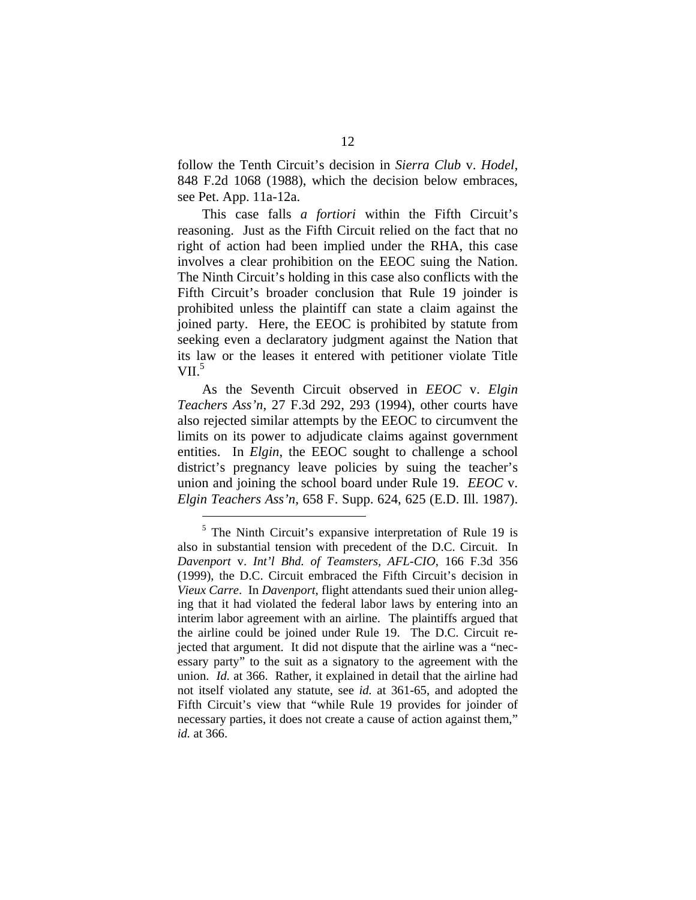follow the Tenth Circuit's decision in *Sierra Club* v. *Hodel*, 848 F.2d 1068 (1988), which the decision below embraces, see Pet. App. 11a-12a.

This case falls *a fortiori* within the Fifth Circuit's reasoning. Just as the Fifth Circuit relied on the fact that no right of action had been implied under the RHA, this case involves a clear prohibition on the EEOC suing the Nation. The Ninth Circuit's holding in this case also conflicts with the Fifth Circuit's broader conclusion that Rule 19 joinder is prohibited unless the plaintiff can state a claim against the joined party. Here, the EEOC is prohibited by statute from seeking even a declaratory judgment against the Nation that its law or the leases it entered with petitioner violate Title VII.[5]

As the Seventh Circuit observed in *EEOC* v. *Elgin Teachers Ass'n*, 27 F.3d 292, 293 (1994), other courts have also rejected similar attempts by the EEOC to circumvent the limits on its power to adjudicate claims against government entities. In *Elgin*, the EEOC sought to challenge a school district's pregnancy leave policies by suing the teacher's union and joining the school board under Rule 19. *EEOC* v. *Elgin Teachers Ass'n*, 658 F. Supp. 624, 625 (E.D. Ill. 1987).

---

[5] The Ninth Circuit's expansive interpretation of Rule 19 is also in substantial tension with precedent of the D.C. Circuit. In *Davenport* v. *Int'l Bhd. of Teamsters, AFL-CIO*, 166 F.3d 356 (1999), the D.C. Circuit embraced the Fifth Circuit's decision in *Vieux Carre*. In *Davenport*, flight attendants sued their union alleging that it had violated the federal labor laws by entering into an interim labor agreement with an airline. The plaintiffs argued that the airline could be joined under Rule 19. The D.C. Circuit rejected that argument. It did not dispute that the airline was a "necessary party" to the suit as a signatory to the agreement with the union. *Id.* at 366. Rather, it explained in detail that the airline had not itself violated any statute, see *id.* at 361-65, and adopted the Fifth Circuit's view that "while Rule 19 provides for joinder of necessary parties, it does not create a cause of action against them," *id.* at 366.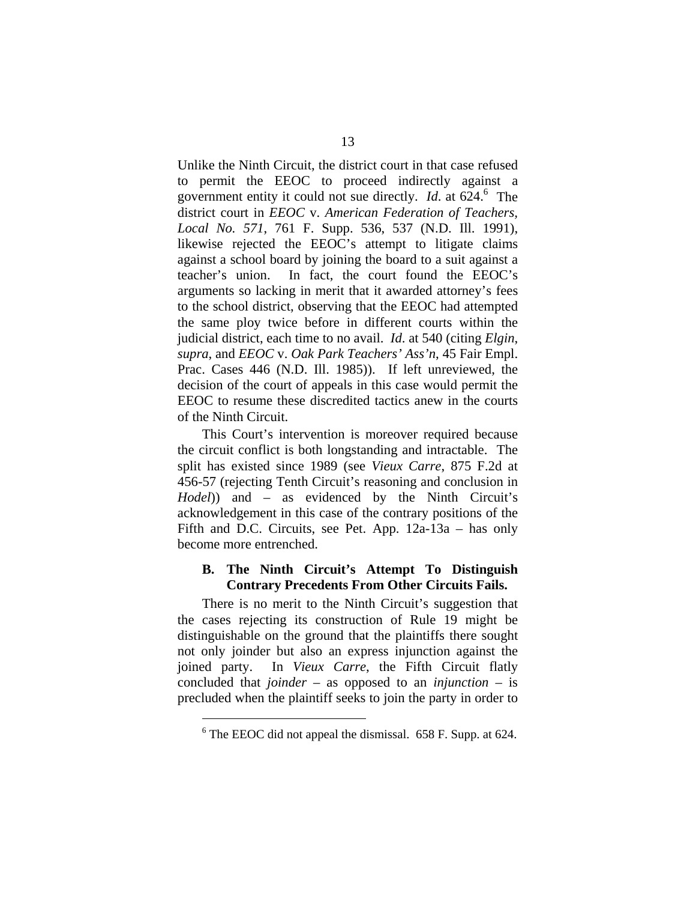Unlike the Ninth Circuit, the district court in that case refused to permit the EEOC to proceed indirectly against a government entity it could not sue directly. *Id.* at 624.[6] The district court in *EEOC* v. *American Federation of Teachers, Local No. 571*, 761 F. Supp. 536, 537 (N.D. Ill. 1991), likewise rejected the EEOC's attempt to litigate claims against a school board by joining the board to a suit against a teacher's union. In fact, the court found the EEOC's arguments so lacking in merit that it awarded attorney's fees to the school district, observing that the EEOC had attempted the same ploy twice before in different courts within the judicial district, each time to no avail. *Id*. at 540 (citing *Elgin*, *supra*, and *EEOC* v. *Oak Park Teachers' Ass'n*, 45 Fair Empl. Prac. Cases 446 (N.D. Ill. 1985)). If left unreviewed, the decision of the court of appeals in this case would permit the EEOC to resume these discredited tactics anew in the courts of the Ninth Circuit.

This Court's intervention is moreover required because the circuit conflict is both longstanding and intractable. The split has existed since 1989 (see *Vieux Carre*, 875 F.2d at 456-57 (rejecting Tenth Circuit's reasoning and conclusion in *Hodel*)) and – as evidenced by the Ninth Circuit's acknowledgement in this case of the contrary positions of the Fifth and D.C. Circuits, see Pet. App. 12a-13a – has only become more entrenched.

### B. The Ninth Circuit's Attempt To Distinguish Contrary Precedents From Other Circuits Fails.

There is no merit to the Ninth Circuit's suggestion that the cases rejecting its construction of Rule 19 might be distinguishable on the ground that the plaintiffs there sought not only joinder but also an express injunction against the joined party. In *Vieux Carre*, the Fifth Circuit flatly concluded that *joinder* – as opposed to an *injunction* – is precluded when the plaintiff seeks to join the party in order to

---

[6] The EEOC did not appeal the dismissal. 658 F. Supp. at 624.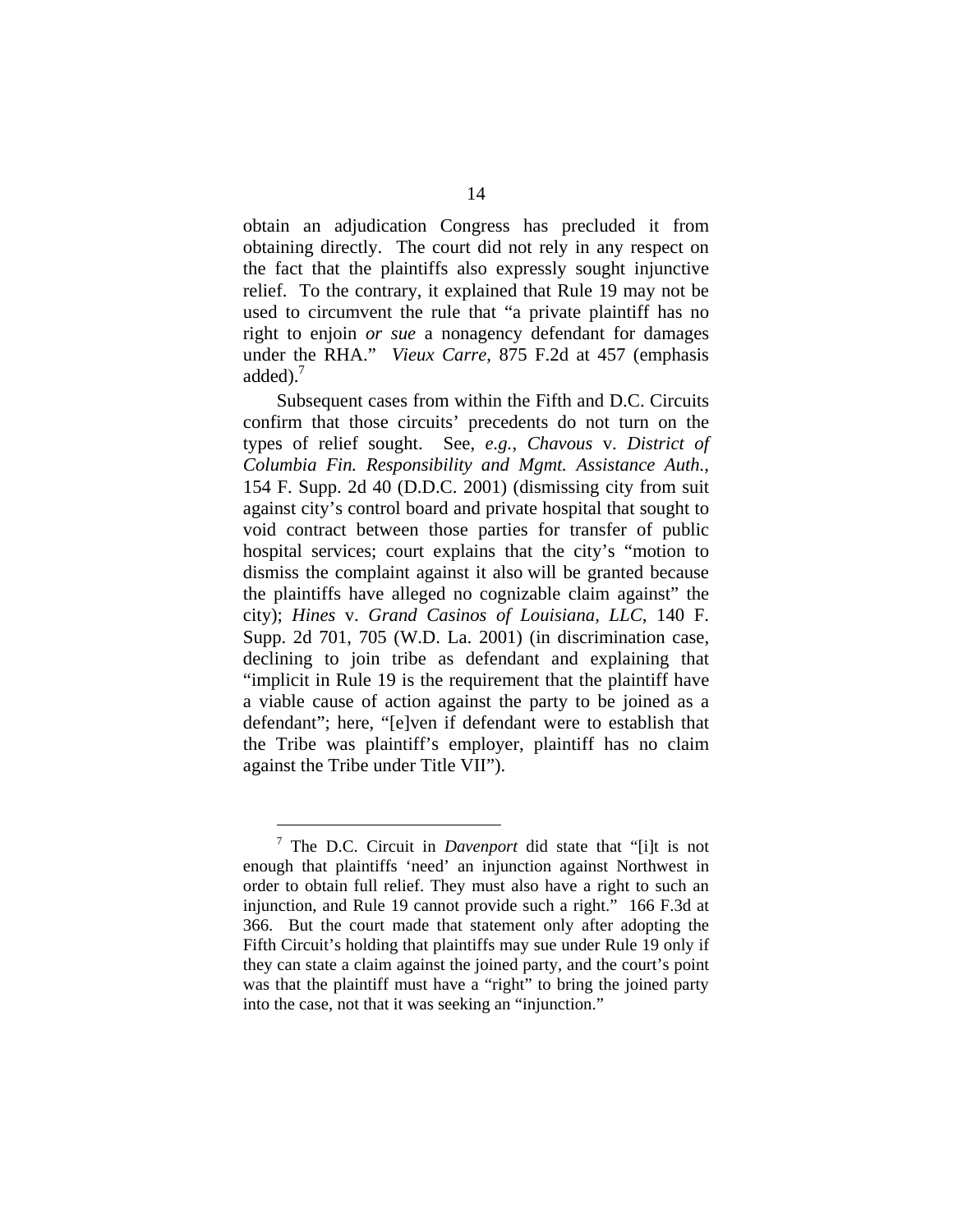obtain an adjudication Congress has precluded it from obtaining directly. The court did not rely in any respect on the fact that the plaintiffs also expressly sought injunctive relief. To the contrary, it explained that Rule 19 may not be used to circumvent the rule that "a private plaintiff has no right to enjoin *or sue* a nonagency defendant for damages under the RHA." *Vieux Carre*, 875 F.2d at 457 (emphasis added).[7]

Subsequent cases from within the Fifth and D.C. Circuits confirm that those circuits' precedents do not turn on the types of relief sought. See, *e.g.*, *Chavous* v. *District of Columbia Fin. Responsibility and Mgmt. Assistance Auth.*, 154 F. Supp. 2d 40 (D.D.C. 2001) (dismissing city from suit against city's control board and private hospital that sought to void contract between those parties for transfer of public hospital services; court explains that the city's "motion to dismiss the complaint against it also will be granted because the plaintiffs have alleged no cognizable claim against" the city); *Hines* v. *Grand Casinos of Louisiana, LLC*, 140 F. Supp. 2d 701, 705 (W.D. La. 2001) (in discrimination case, declining to join tribe as defendant and explaining that "implicit in Rule 19 is the requirement that the plaintiff have a viable cause of action against the party to be joined as a defendant"; here, "[e]ven if defendant were to establish that the Tribe was plaintiff's employer, plaintiff has no claim against the Tribe under Title VII").

---

[7] The D.C. Circuit in *Davenport* did state that "[i]t is not enough that plaintiffs 'need' an injunction against Northwest in order to obtain full relief. They must also have a right to such an injunction, and Rule 19 cannot provide such a right." 166 F.3d at 366. But the court made that statement only after adopting the Fifth Circuit's holding that plaintiffs may sue under Rule 19 only if they can state a claim against the joined party, and the court's point was that the plaintiff must have a "right" to bring the joined party into the case, not that it was seeking an "injunction."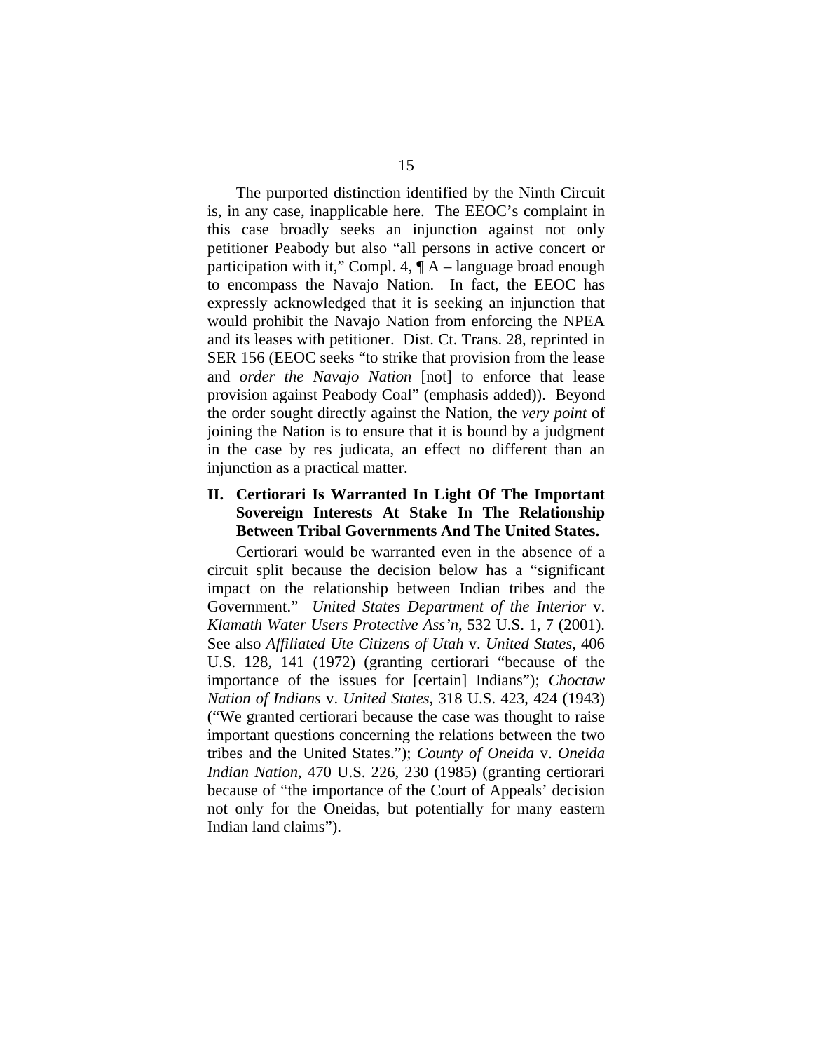The purported distinction identified by the Ninth Circuit is, in any case, inapplicable here. The EEOC's complaint in this case broadly seeks an injunction against not only petitioner Peabody but also "all persons in active concert or participation with it," Compl. 4, ¶ A – language broad enough to encompass the Navajo Nation. In fact, the EEOC has expressly acknowledged that it is seeking an injunction that would prohibit the Navajo Nation from enforcing the NPEA and its leases with petitioner. Dist. Ct. Trans. 28, reprinted in SER 156 (EEOC seeks "to strike that provision from the lease and *order the Navajo Nation* [not] to enforce that lease provision against Peabody Coal" (emphasis added)). Beyond the order sought directly against the Nation, the *very point* of joining the Nation is to ensure that it is bound by a judgment in the case by res judicata, an effect no different than an injunction as a practical matter.

## II. Certiorari Is Warranted In Light Of The Important Sovereign Interests At Stake In The Relationship Between Tribal Governments And The United States.

Certiorari would be warranted even in the absence of a circuit split because the decision below has a "significant impact on the relationship between Indian tribes and the Government." *United States Department of the Interior* v. *Klamath Water Users Protective Ass'n*, 532 U.S. 1, 7 (2001). See also *Affiliated Ute Citizens of Utah* v. *United States*, 406 U.S. 128, 141 (1972) (granting certiorari "because of the importance of the issues for [certain] Indians"); *Choctaw Nation of Indians* v. *United States*, 318 U.S. 423, 424 (1943) ("We granted certiorari because the case was thought to raise important questions concerning the relations between the two tribes and the United States."); *County of Oneida* v. *Oneida Indian Nation*, 470 U.S. 226, 230 (1985) (granting certiorari because of "the importance of the Court of Appeals' decision not only for the Oneidas, but potentially for many eastern Indian land claims").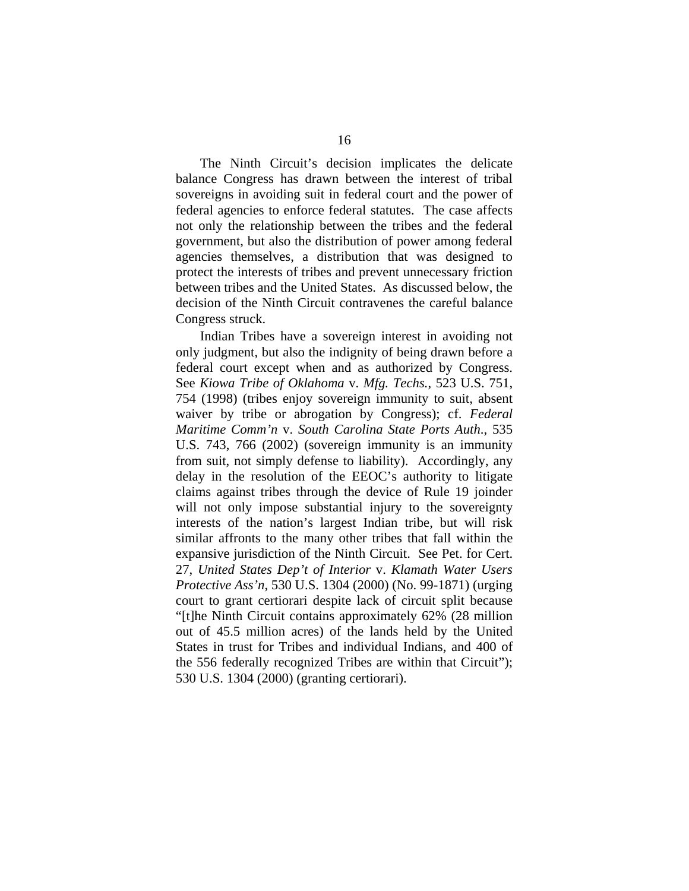The Ninth Circuit's decision implicates the delicate balance Congress has drawn between the interest of tribal sovereigns in avoiding suit in federal court and the power of federal agencies to enforce federal statutes. The case affects not only the relationship between the tribes and the federal government, but also the distribution of power among federal agencies themselves, a distribution that was designed to protect the interests of tribes and prevent unnecessary friction between tribes and the United States. As discussed below, the decision of the Ninth Circuit contravenes the careful balance Congress struck.

Indian Tribes have a sovereign interest in avoiding not only judgment, but also the indignity of being drawn before a federal court except when and as authorized by Congress. See *Kiowa Tribe of Oklahoma* v. *Mfg. Techs.*, 523 U.S. 751, 754 (1998) (tribes enjoy sovereign immunity to suit, absent waiver by tribe or abrogation by Congress); cf. *Federal Maritime Comm'n* v. *South Carolina State Ports Auth*., 535 U.S. 743, 766 (2002) (sovereign immunity is an immunity from suit, not simply defense to liability). Accordingly, any delay in the resolution of the EEOC's authority to litigate claims against tribes through the device of Rule 19 joinder will not only impose substantial injury to the sovereignty interests of the nation's largest Indian tribe, but will risk similar affronts to the many other tribes that fall within the expansive jurisdiction of the Ninth Circuit. See Pet. for Cert. 27, *United States Dep't of Interior* v. *Klamath Water Users Protective Ass'n*, 530 U.S. 1304 (2000) (No. 99-1871) (urging court to grant certiorari despite lack of circuit split because "[t]he Ninth Circuit contains approximately 62% (28 million out of 45.5 million acres) of the lands held by the United States in trust for Tribes and individual Indians, and 400 of the 556 federally recognized Tribes are within that Circuit"); 530 U.S. 1304 (2000) (granting certiorari).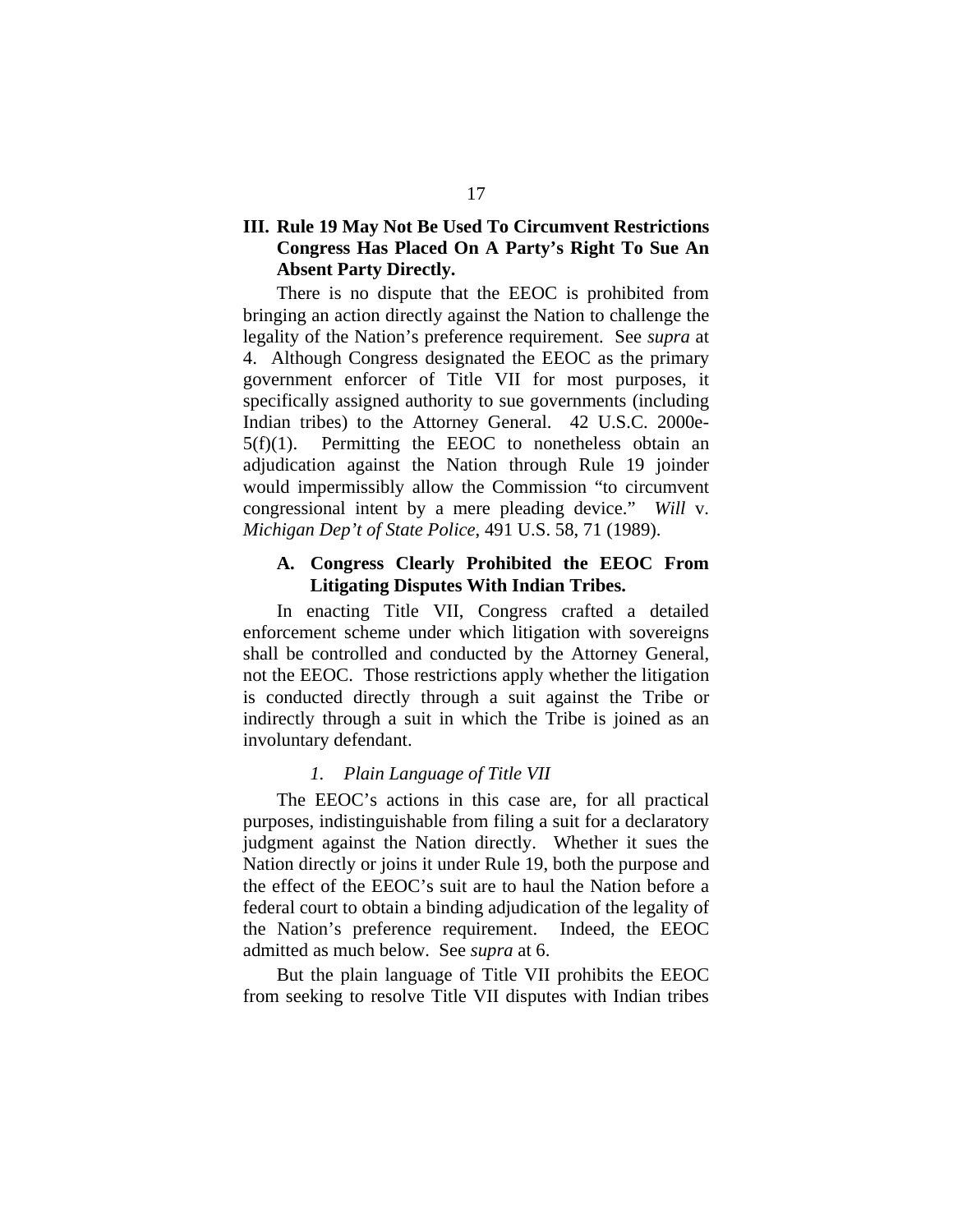## III. Rule 19 May Not Be Used To Circumvent Restrictions Congress Has Placed On A Party's Right To Sue An Absent Party Directly.

There is no dispute that the EEOC is prohibited from bringing an action directly against the Nation to challenge the legality of the Nation's preference requirement. See *supra* at 4. Although Congress designated the EEOC as the primary government enforcer of Title VII for most purposes, it specifically assigned authority to sue governments (including Indian tribes) to the Attorney General. 42 U.S.C. 2000e-5(f)(1). Permitting the EEOC to nonetheless obtain an adjudication against the Nation through Rule 19 joinder would impermissibly allow the Commission "to circumvent congressional intent by a mere pleading device." *Will* v. *Michigan Dep't of State Police*, 491 U.S. 58, 71 (1989).

### A. Congress Clearly Prohibited the EEOC From Litigating Disputes With Indian Tribes.

In enacting Title VII, Congress crafted a detailed enforcement scheme under which litigation with sovereigns shall be controlled and conducted by the Attorney General, not the EEOC. Those restrictions apply whether the litigation is conducted directly through a suit against the Tribe or indirectly through a suit in which the Tribe is joined as an involuntary defendant.

#### *1. Plain Language of Title VII*

The EEOC's actions in this case are, for all practical purposes, indistinguishable from filing a suit for a declaratory judgment against the Nation directly. Whether it sues the Nation directly or joins it under Rule 19, both the purpose and the effect of the EEOC's suit are to haul the Nation before a federal court to obtain a binding adjudication of the legality of the Nation's preference requirement. Indeed, the EEOC admitted as much below. See *supra* at 6.

But the plain language of Title VII prohibits the EEOC from seeking to resolve Title VII disputes with Indian tribes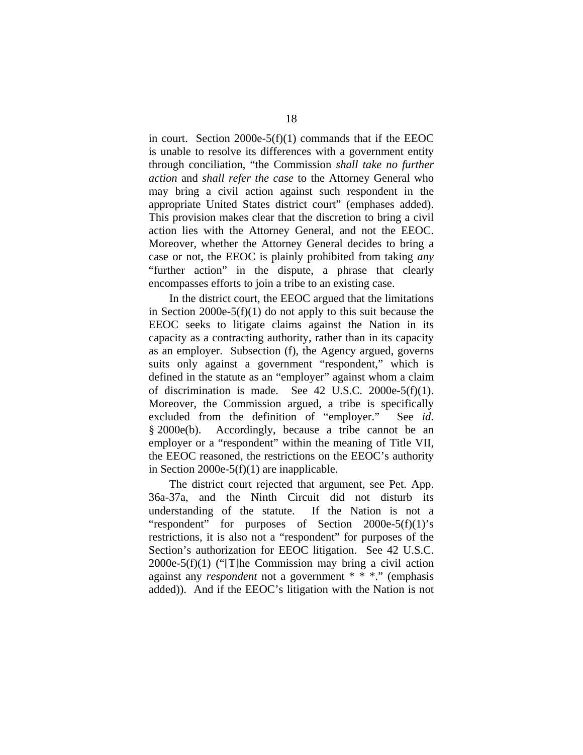in court. Section 2000e-5(f)(1) commands that if the EEOC is unable to resolve its differences with a government entity through conciliation, "the Commission *shall take no further action* and *shall refer the case* to the Attorney General who may bring a civil action against such respondent in the appropriate United States district court" (emphases added). This provision makes clear that the discretion to bring a civil action lies with the Attorney General, and not the EEOC. Moreover, whether the Attorney General decides to bring a case or not, the EEOC is plainly prohibited from taking *any* "further action" in the dispute, a phrase that clearly encompasses efforts to join a tribe to an existing case.

In the district court, the EEOC argued that the limitations in Section 2000e-5(f)(1) do not apply to this suit because the EEOC seeks to litigate claims against the Nation in its capacity as a contracting authority, rather than in its capacity as an employer. Subsection (f), the Agency argued, governs suits only against a government "respondent," which is defined in the statute as an "employer" against whom a claim of discrimination is made. See 42 U.S.C. 2000e-5(f)(1). Moreover, the Commission argued, a tribe is specifically excluded from the definition of "employer." See *id*. § 2000e(b). Accordingly, because a tribe cannot be an employer or a "respondent" within the meaning of Title VII, the EEOC reasoned, the restrictions on the EEOC's authority in Section 2000e-5(f)(1) are inapplicable.

The district court rejected that argument, see Pet. App. 36a-37a, and the Ninth Circuit did not disturb its understanding of the statute. If the Nation is not a "respondent" for purposes of Section 2000e-5(f)(1)'s restrictions, it is also not a "respondent" for purposes of the Section's authorization for EEOC litigation. See 42 U.S.C. 2000e-5(f)(1) ("[T]he Commission may bring a civil action against any *respondent* not a government * * *." (emphasis added)). And if the EEOC's litigation with the Nation is not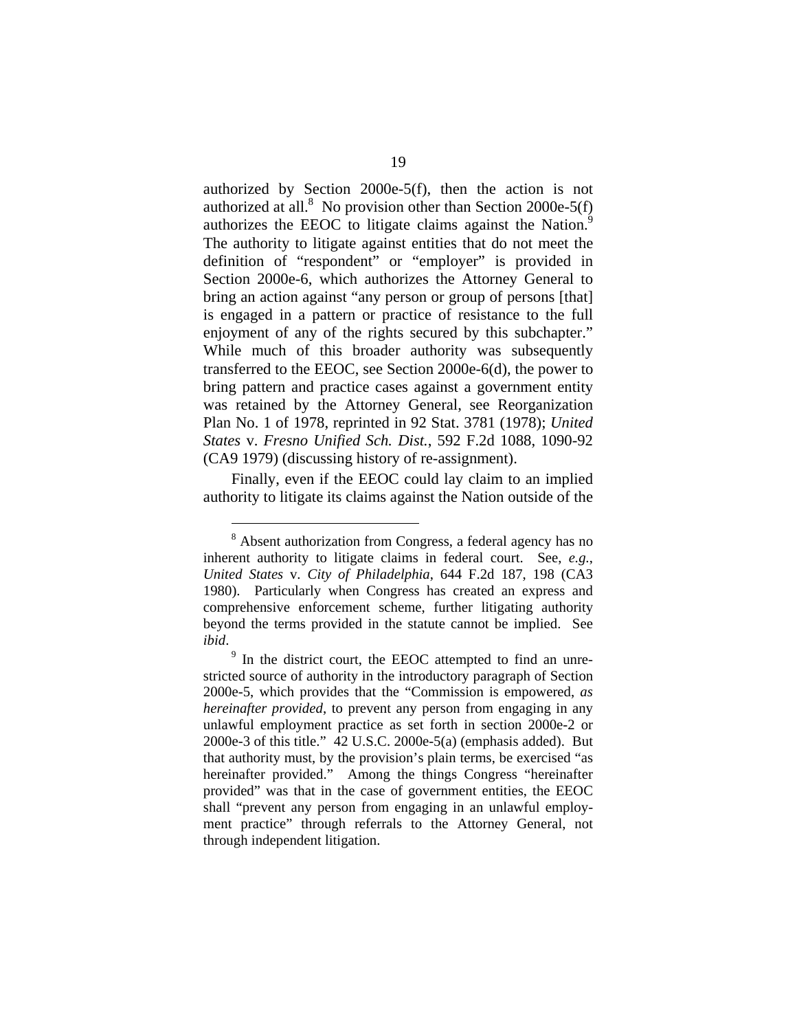authorized by Section 2000e-5(f), then the action is not authorized at all.[8] No provision other than Section 2000e-5(f) authorizes the EEOC to litigate claims against the Nation.[9] The authority to litigate against entities that do not meet the definition of "respondent" or "employer" is provided in Section 2000e-6, which authorizes the Attorney General to bring an action against "any person or group of persons [that] is engaged in a pattern or practice of resistance to the full enjoyment of any of the rights secured by this subchapter." While much of this broader authority was subsequently transferred to the EEOC, see Section 2000e-6(d), the power to bring pattern and practice cases against a government entity was retained by the Attorney General, see Reorganization Plan No. 1 of 1978, reprinted in 92 Stat. 3781 (1978); *United States* v. *Fresno Unified Sch. Dist.*, 592 F.2d 1088, 1090-92 (CA9 1979) (discussing history of re-assignment).

Finally, even if the EEOC could lay claim to an implied authority to litigate its claims against the Nation outside of the

---

[8] Absent authorization from Congress, a federal agency has no inherent authority to litigate claims in federal court. See, *e.g.*, *United States* v. *City of Philadelphia*, 644 F.2d 187, 198 (CA3 1980). Particularly when Congress has created an express and comprehensive enforcement scheme, further litigating authority beyond the terms provided in the statute cannot be implied. See *ibid*.

[9] In the district court, the EEOC attempted to find an unrestricted source of authority in the introductory paragraph of Section 2000e-5, which provides that the "Commission is empowered, *as hereinafter provided*, to prevent any person from engaging in any unlawful employment practice as set forth in section 2000e-2 or 2000e-3 of this title." 42 U.S.C. 2000e-5(a) (emphasis added). But that authority must, by the provision's plain terms, be exercised "as hereinafter provided." Among the things Congress "hereinafter provided" was that in the case of government entities, the EEOC shall "prevent any person from engaging in an unlawful employment practice" through referrals to the Attorney General, not through independent litigation.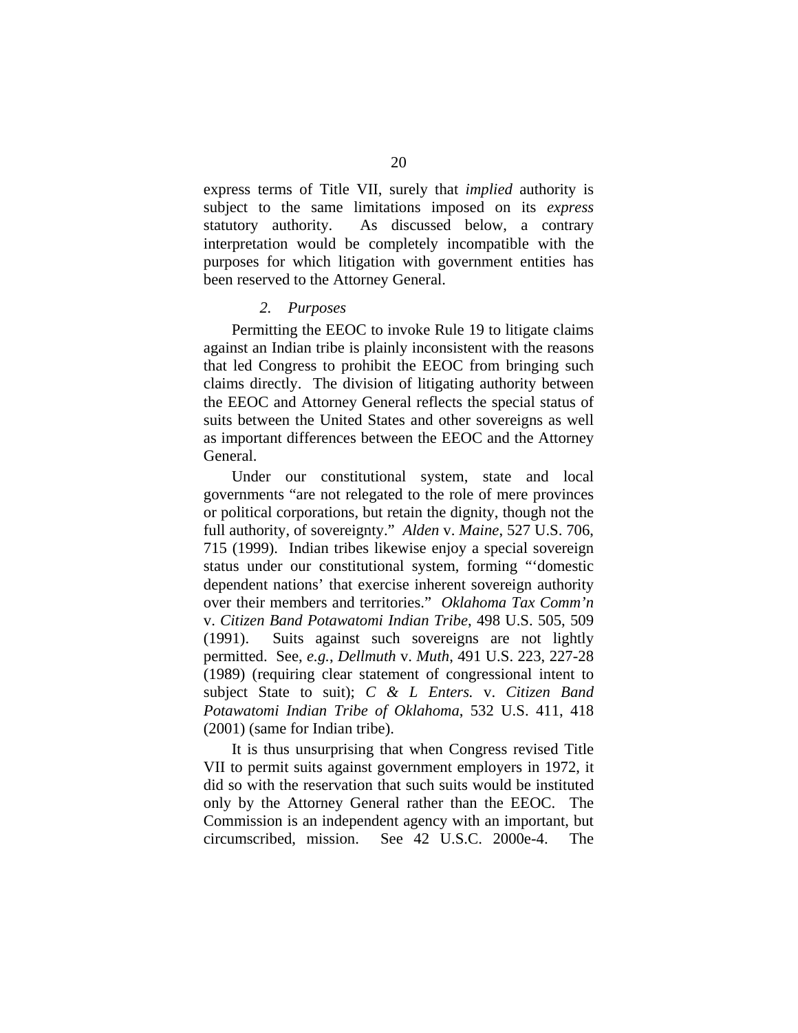express terms of Title VII, surely that *implied* authority is subject to the same limitations imposed on its *express* statutory authority. As discussed below, a contrary interpretation would be completely incompatible with the purposes for which litigation with government entities has been reserved to the Attorney General.

*2. Purposes*

Permitting the EEOC to invoke Rule 19 to litigate claims against an Indian tribe is plainly inconsistent with the reasons that led Congress to prohibit the EEOC from bringing such claims directly. The division of litigating authority between the EEOC and Attorney General reflects the special status of suits between the United States and other sovereigns as well as important differences between the EEOC and the Attorney General.

Under our constitutional system, state and local governments "are not relegated to the role of mere provinces or political corporations, but retain the dignity, though not the full authority, of sovereignty." *Alden* v. *Maine*, 527 U.S. 706, 715 (1999). Indian tribes likewise enjoy a special sovereign status under our constitutional system, forming "'domestic dependent nations' that exercise inherent sovereign authority over their members and territories." *Oklahoma Tax Comm'n* v. *Citizen Band Potawatomi Indian Tribe*, 498 U.S. 505, 509 (1991). Suits against such sovereigns are not lightly permitted. See, *e.g.*, *Dellmuth* v. *Muth*, 491 U.S. 223, 227-28 (1989) (requiring clear statement of congressional intent to subject State to suit); *C & L Enters.* v. *Citizen Band Potawatomi Indian Tribe of Oklahoma*, 532 U.S. 411, 418 (2001) (same for Indian tribe).

It is thus unsurprising that when Congress revised Title VII to permit suits against government employers in 1972, it did so with the reservation that such suits would be instituted only by the Attorney General rather than the EEOC. The Commission is an independent agency with an important, but circumscribed, mission. See 42 U.S.C. 2000e-4. The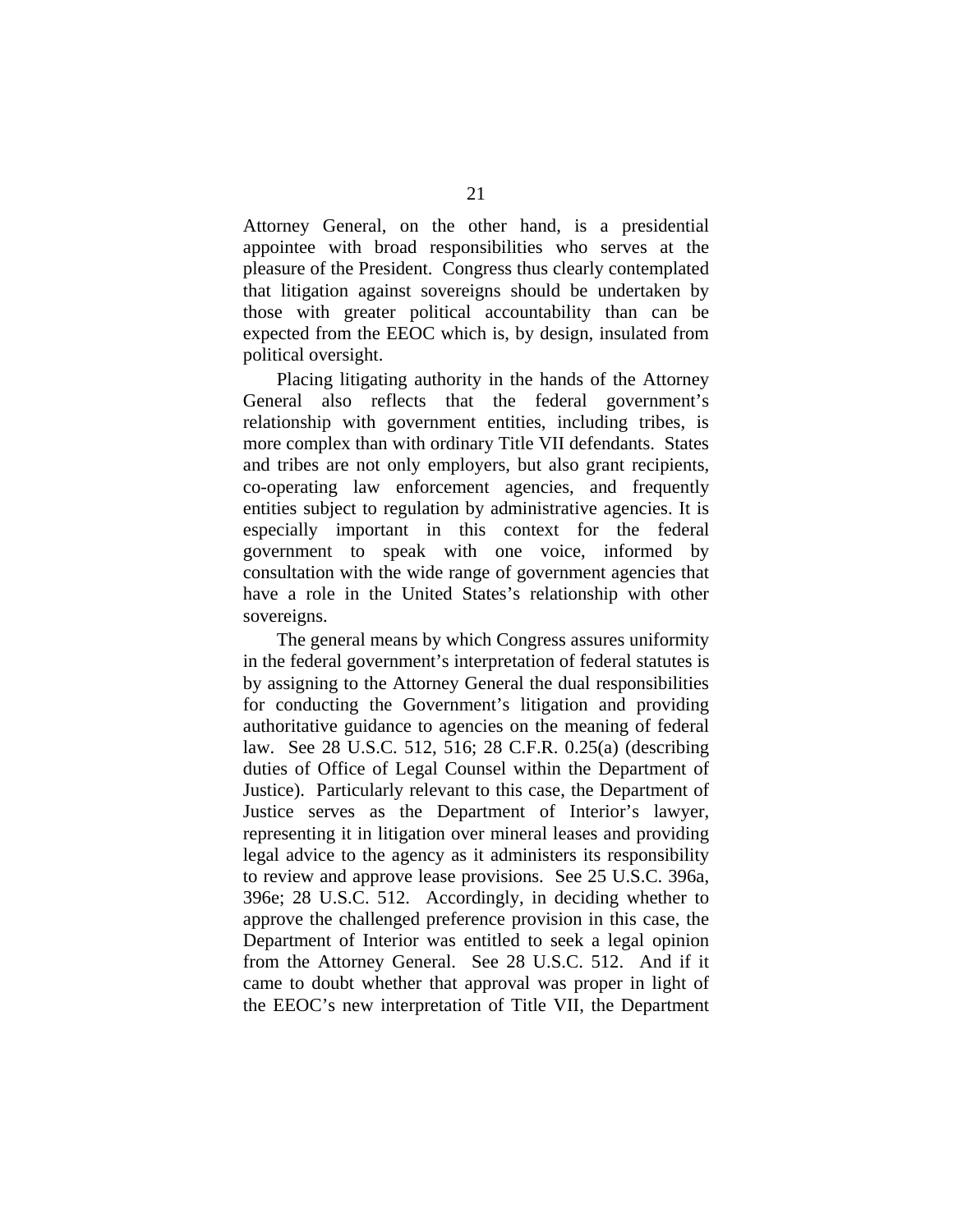Attorney General, on the other hand, is a presidential appointee with broad responsibilities who serves at the pleasure of the President. Congress thus clearly contemplated that litigation against sovereigns should be undertaken by those with greater political accountability than can be expected from the EEOC which is, by design, insulated from political oversight.

Placing litigating authority in the hands of the Attorney General also reflects that the federal government's relationship with government entities, including tribes, is more complex than with ordinary Title VII defendants. States and tribes are not only employers, but also grant recipients, co-operating law enforcement agencies, and frequently entities subject to regulation by administrative agencies. It is especially important in this context for the federal government to speak with one voice, informed by consultation with the wide range of government agencies that have a role in the United States's relationship with other sovereigns.

The general means by which Congress assures uniformity in the federal government's interpretation of federal statutes is by assigning to the Attorney General the dual responsibilities for conducting the Government's litigation and providing authoritative guidance to agencies on the meaning of federal law. See 28 U.S.C. 512, 516; 28 C.F.R. 0.25(a) (describing duties of Office of Legal Counsel within the Department of Justice). Particularly relevant to this case, the Department of Justice serves as the Department of Interior's lawyer, representing it in litigation over mineral leases and providing legal advice to the agency as it administers its responsibility to review and approve lease provisions. See 25 U.S.C. 396a, 396e; 28 U.S.C. 512. Accordingly, in deciding whether to approve the challenged preference provision in this case, the Department of Interior was entitled to seek a legal opinion from the Attorney General. See 28 U.S.C. 512. And if it came to doubt whether that approval was proper in light of the EEOC's new interpretation of Title VII, the Department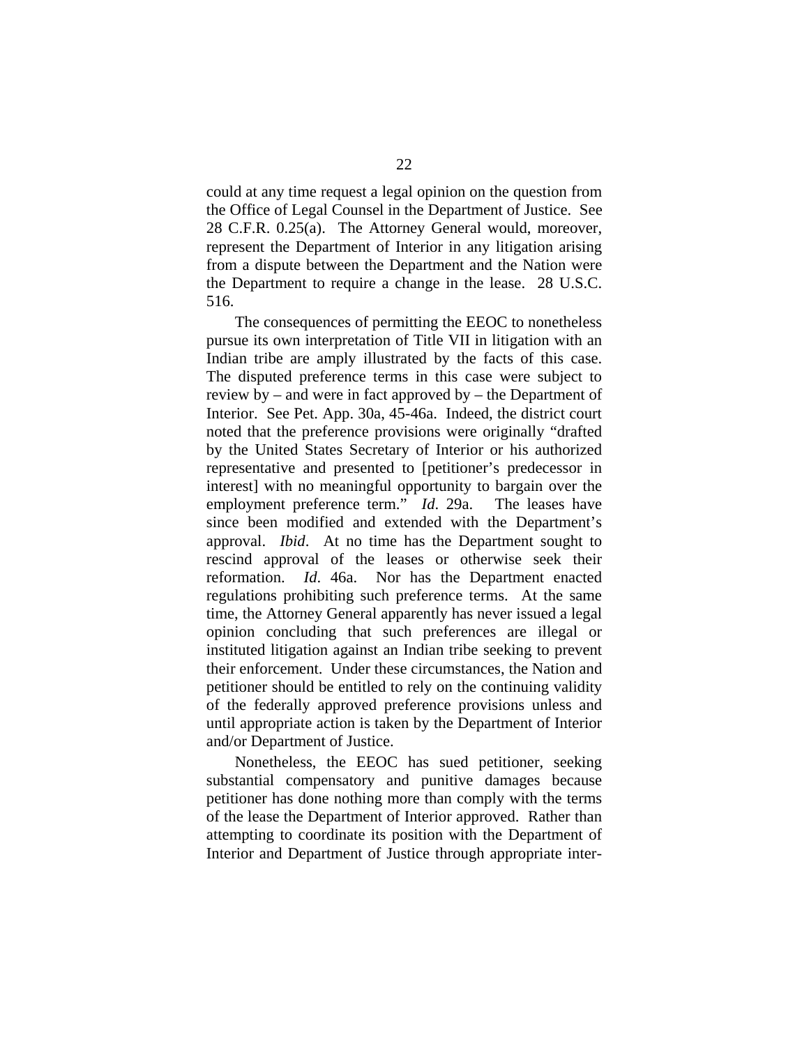could at any time request a legal opinion on the question from the Office of Legal Counsel in the Department of Justice. See 28 C.F.R. 0.25(a). The Attorney General would, moreover, represent the Department of Interior in any litigation arising from a dispute between the Department and the Nation were the Department to require a change in the lease. 28 U.S.C. 516.

The consequences of permitting the EEOC to nonetheless pursue its own interpretation of Title VII in litigation with an Indian tribe are amply illustrated by the facts of this case. The disputed preference terms in this case were subject to review by – and were in fact approved by – the Department of Interior. See Pet. App. 30a, 45-46a. Indeed, the district court noted that the preference provisions were originally "drafted by the United States Secretary of Interior or his authorized representative and presented to [petitioner's predecessor in interest] with no meaningful opportunity to bargain over the employment preference term." *Id*. 29a. The leases have since been modified and extended with the Department's approval. *Ibid*. At no time has the Department sought to rescind approval of the leases or otherwise seek their reformation. *Id*. 46a. Nor has the Department enacted regulations prohibiting such preference terms. At the same time, the Attorney General apparently has never issued a legal opinion concluding that such preferences are illegal or instituted litigation against an Indian tribe seeking to prevent their enforcement. Under these circumstances, the Nation and petitioner should be entitled to rely on the continuing validity of the federally approved preference provisions unless and until appropriate action is taken by the Department of Interior and/or Department of Justice.

Nonetheless, the EEOC has sued petitioner, seeking substantial compensatory and punitive damages because petitioner has done nothing more than comply with the terms of the lease the Department of Interior approved. Rather than attempting to coordinate its position with the Department of Interior and Department of Justice through appropriate inter-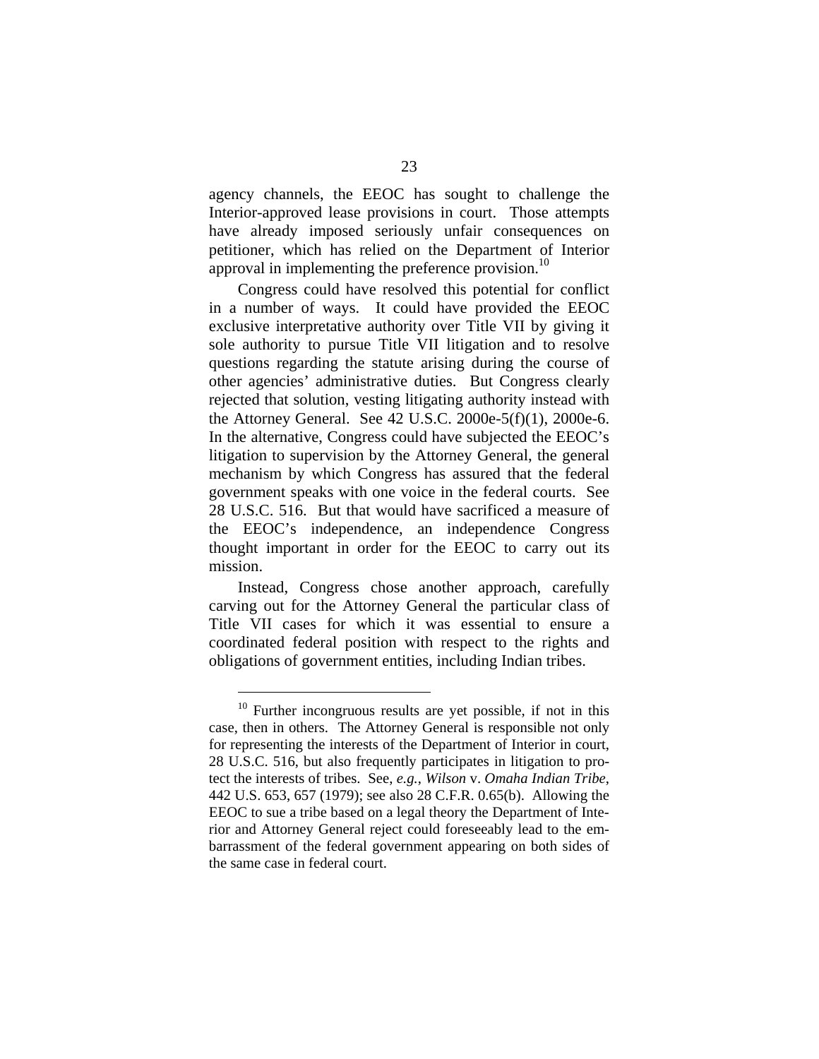agency channels, the EEOC has sought to challenge the Interior-approved lease provisions in court. Those attempts have already imposed seriously unfair consequences on petitioner, which has relied on the Department of Interior approval in implementing the preference provision.[10]

Congress could have resolved this potential for conflict in a number of ways. It could have provided the EEOC exclusive interpretative authority over Title VII by giving it sole authority to pursue Title VII litigation and to resolve questions regarding the statute arising during the course of other agencies' administrative duties. But Congress clearly rejected that solution, vesting litigating authority instead with the Attorney General. See 42 U.S.C. 2000e-5(f)(1), 2000e-6. In the alternative, Congress could have subjected the EEOC's litigation to supervision by the Attorney General, the general mechanism by which Congress has assured that the federal government speaks with one voice in the federal courts. See 28 U.S.C. 516. But that would have sacrificed a measure of the EEOC's independence, an independence Congress thought important in order for the EEOC to carry out its mission.

Instead, Congress chose another approach, carefully carving out for the Attorney General the particular class of Title VII cases for which it was essential to ensure a coordinated federal position with respect to the rights and obligations of government entities, including Indian tribes.

---

[10] Further incongruous results are yet possible, if not in this case, then in others. The Attorney General is responsible not only for representing the interests of the Department of Interior in court, 28 U.S.C. 516, but also frequently participates in litigation to protect the interests of tribes. See, *e.g.*, *Wilson* v. *Omaha Indian Tribe*, 442 U.S. 653, 657 (1979); see also 28 C.F.R. 0.65(b). Allowing the EEOC to sue a tribe based on a legal theory the Department of Interior and Attorney General reject could foreseeably lead to the embarrassment of the federal government appearing on both sides of the same case in federal court.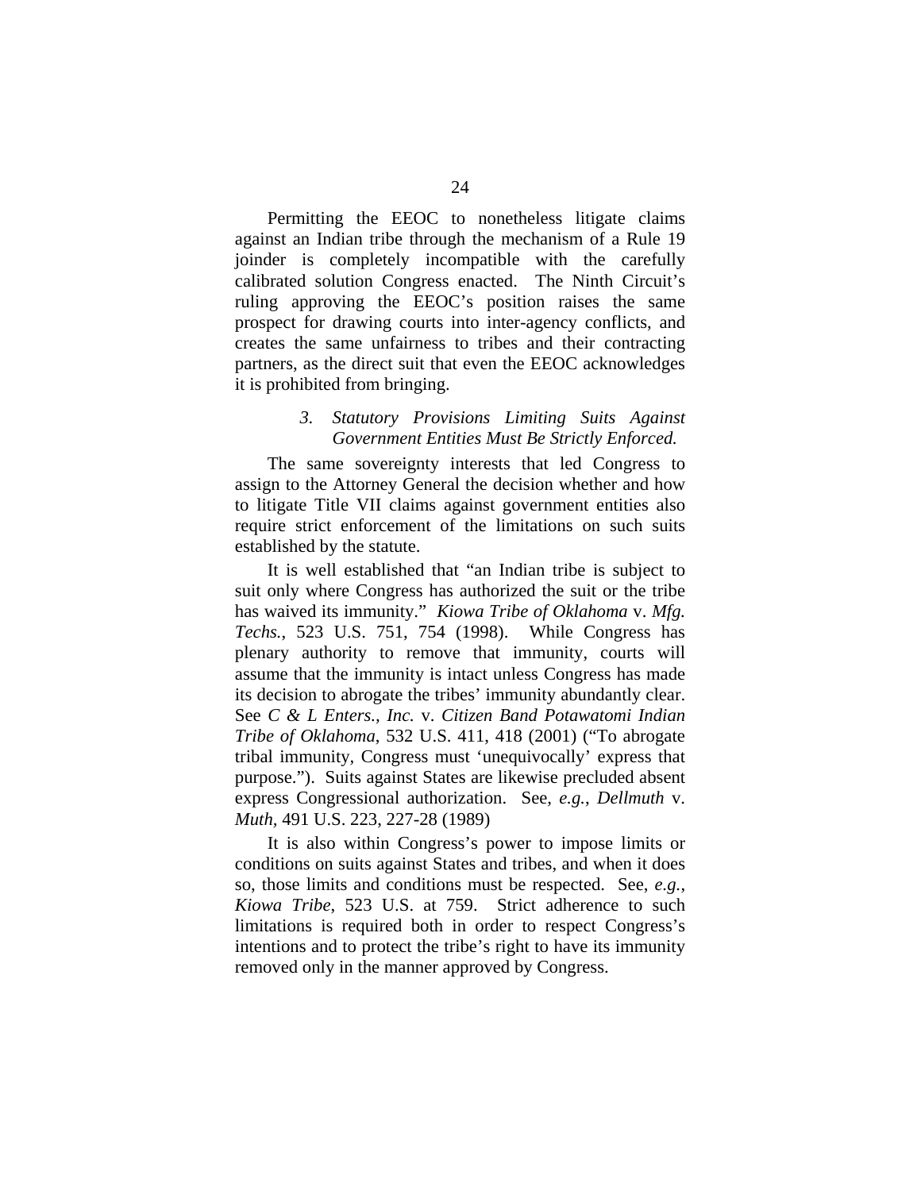Permitting the EEOC to nonetheless litigate claims against an Indian tribe through the mechanism of a Rule 19 joinder is completely incompatible with the carefully calibrated solution Congress enacted. The Ninth Circuit's ruling approving the EEOC's position raises the same prospect for drawing courts into inter-agency conflicts, and creates the same unfairness to tribes and their contracting partners, as the direct suit that even the EEOC acknowledges it is prohibited from bringing.

### *3. Statutory Provisions Limiting Suits Against Government Entities Must Be Strictly Enforced.*

The same sovereignty interests that led Congress to assign to the Attorney General the decision whether and how to litigate Title VII claims against government entities also require strict enforcement of the limitations on such suits established by the statute.

It is well established that "an Indian tribe is subject to suit only where Congress has authorized the suit or the tribe has waived its immunity." *Kiowa Tribe of Oklahoma* v. *Mfg. Techs.*, 523 U.S. 751, 754 (1998). While Congress has plenary authority to remove that immunity, courts will assume that the immunity is intact unless Congress has made its decision to abrogate the tribes' immunity abundantly clear. See *C & L Enters., Inc.* v. *Citizen Band Potawatomi Indian Tribe of Oklahoma*, 532 U.S. 411, 418 (2001) ("To abrogate tribal immunity, Congress must 'unequivocally' express that purpose."). Suits against States are likewise precluded absent express Congressional authorization. See, *e.g.*, *Dellmuth* v. *Muth*, 491 U.S. 223, 227-28 (1989)

It is also within Congress's power to impose limits or conditions on suits against States and tribes, and when it does so, those limits and conditions must be respected. See, *e.g.*, *Kiowa Tribe*, 523 U.S. at 759. Strict adherence to such limitations is required both in order to respect Congress's intentions and to protect the tribe's right to have its immunity removed only in the manner approved by Congress.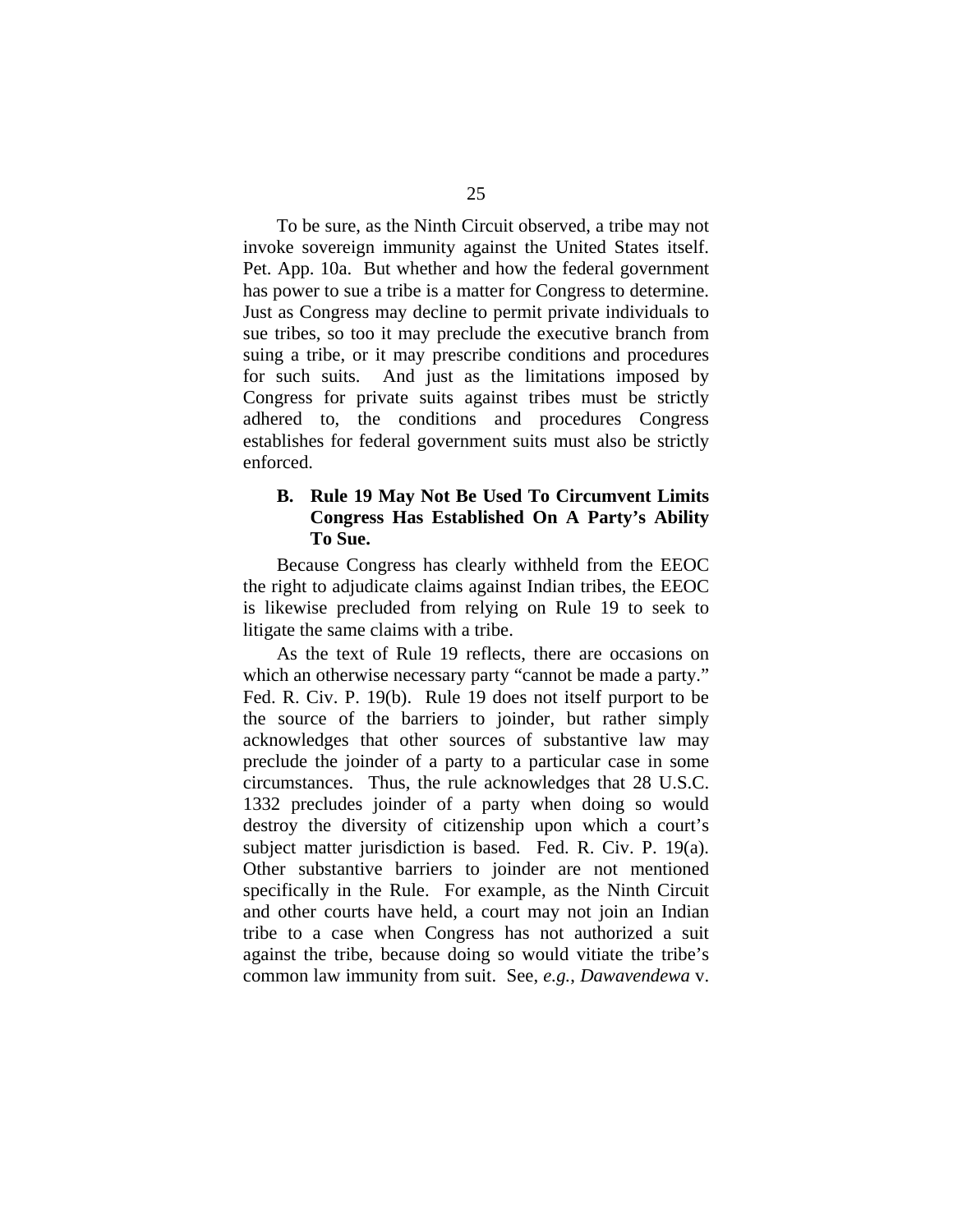To be sure, as the Ninth Circuit observed, a tribe may not invoke sovereign immunity against the United States itself. Pet. App. 10a. But whether and how the federal government has power to sue a tribe is a matter for Congress to determine. Just as Congress may decline to permit private individuals to sue tribes, so too it may preclude the executive branch from suing a tribe, or it may prescribe conditions and procedures for such suits. And just as the limitations imposed by Congress for private suits against tribes must be strictly adhered to, the conditions and procedures Congress establishes for federal government suits must also be strictly enforced.

### B. Rule 19 May Not Be Used To Circumvent Limits Congress Has Established On A Party's Ability To Sue.

Because Congress has clearly withheld from the EEOC the right to adjudicate claims against Indian tribes, the EEOC is likewise precluded from relying on Rule 19 to seek to litigate the same claims with a tribe.

As the text of Rule 19 reflects, there are occasions on which an otherwise necessary party "cannot be made a party." Fed. R. Civ. P. 19(b). Rule 19 does not itself purport to be the source of the barriers to joinder, but rather simply acknowledges that other sources of substantive law may preclude the joinder of a party to a particular case in some circumstances. Thus, the rule acknowledges that 28 U.S.C. 1332 precludes joinder of a party when doing so would destroy the diversity of citizenship upon which a court's subject matter jurisdiction is based. Fed. R. Civ. P. 19(a). Other substantive barriers to joinder are not mentioned specifically in the Rule. For example, as the Ninth Circuit and other courts have held, a court may not join an Indian tribe to a case when Congress has not authorized a suit against the tribe, because doing so would vitiate the tribe's common law immunity from suit. See, *e.g.*, *Dawavendewa* v.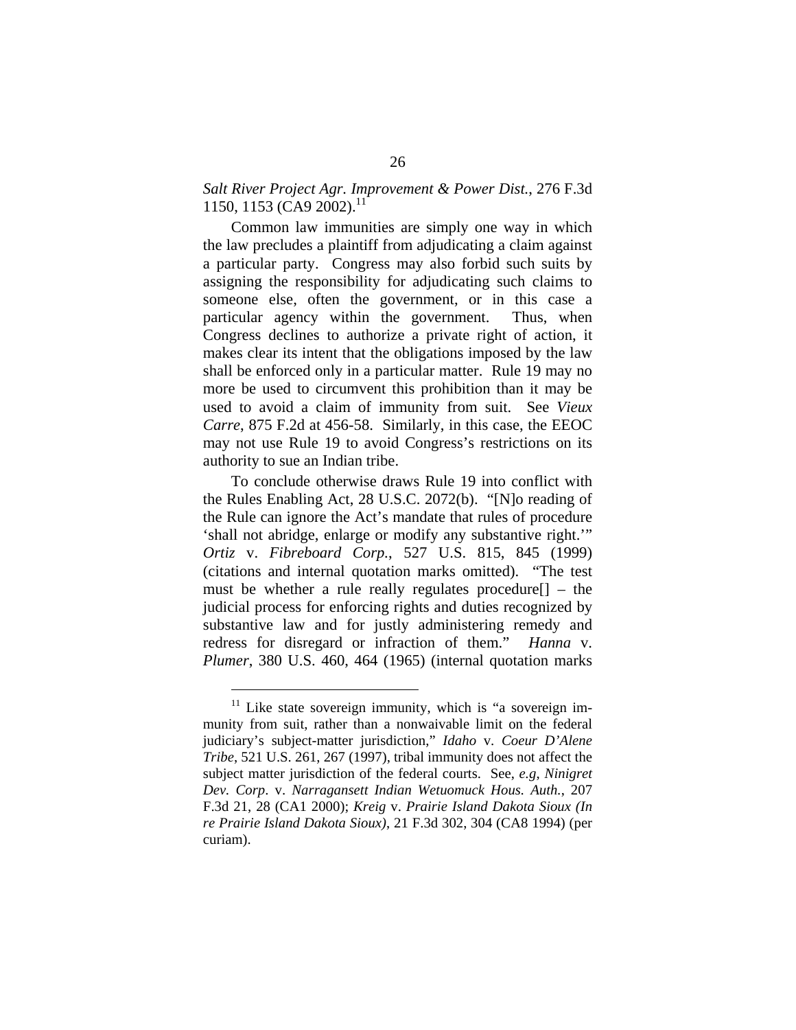*Salt River Project Agr. Improvement & Power Dist.*, 276 F.3d 1150, 1153 (CA9 2002).[11]

Common law immunities are simply one way in which the law precludes a plaintiff from adjudicating a claim against a particular party. Congress may also forbid such suits by assigning the responsibility for adjudicating such claims to someone else, often the government, or in this case a particular agency within the government. Thus, when Congress declines to authorize a private right of action, it makes clear its intent that the obligations imposed by the law shall be enforced only in a particular matter. Rule 19 may no more be used to circumvent this prohibition than it may be used to avoid a claim of immunity from suit. See *Vieux Carre*, 875 F.2d at 456-58. Similarly, in this case, the EEOC may not use Rule 19 to avoid Congress's restrictions on its authority to sue an Indian tribe.

To conclude otherwise draws Rule 19 into conflict with the Rules Enabling Act, 28 U.S.C. 2072(b). "[N]o reading of the Rule can ignore the Act's mandate that rules of procedure 'shall not abridge, enlarge or modify any substantive right.'" *Ortiz* v. *Fibreboard Corp.*, 527 U.S. 815, 845 (1999) (citations and internal quotation marks omitted). "The test must be whether a rule really regulates procedure[] – the judicial process for enforcing rights and duties recognized by substantive law and for justly administering remedy and redress for disregard or infraction of them." *Hanna* v. *Plumer*, 380 U.S. 460, 464 (1965) (internal quotation marks

---

[11] Like state sovereign immunity, which is "a sovereign immunity from suit, rather than a nonwaivable limit on the federal judiciary's subject-matter jurisdiction," *Idaho* v. *Coeur D'Alene Tribe*, 521 U.S. 261, 267 (1997), tribal immunity does not affect the subject matter jurisdiction of the federal courts. See, *e.g*, *Ninigret Dev. Corp*. v. *Narragansett Indian Wetuomuck Hous. Auth.*, 207 F.3d 21, 28 (CA1 2000); *Kreig* v. *Prairie Island Dakota Sioux (In re Prairie Island Dakota Sioux)*, 21 F.3d 302, 304 (CA8 1994) (per curiam).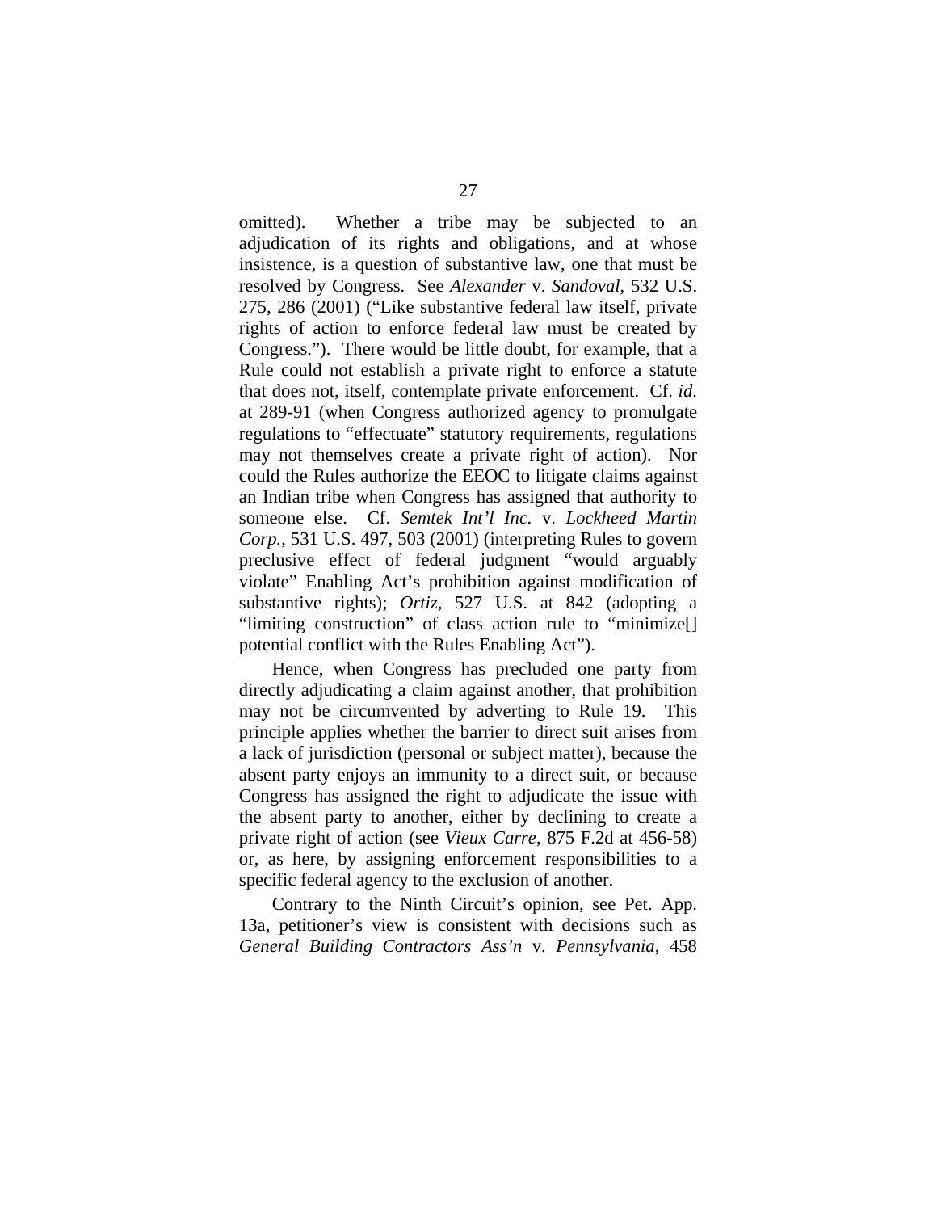omitted). Whether a tribe may be subjected to an adjudication of its rights and obligations, and at whose insistence, is a question of substantive law, one that must be resolved by Congress. See *Alexander* v. *Sandoval*, 532 U.S. 275, 286 (2001) ("Like substantive federal law itself, private rights of action to enforce federal law must be created by Congress."). There would be little doubt, for example, that a Rule could not establish a private right to enforce a statute that does not, itself, contemplate private enforcement. Cf. *id.* at 289-91 (when Congress authorized agency to promulgate regulations to "effectuate" statutory requirements, regulations may not themselves create a private right of action). Nor could the Rules authorize the EEOC to litigate claims against an Indian tribe when Congress has assigned that authority to someone else. Cf. *Semtek Int'l Inc.* v. *Lockheed Martin Corp.*, 531 U.S. 497, 503 (2001) (interpreting Rules to govern preclusive effect of federal judgment "would arguably violate" Enabling Act's prohibition against modification of substantive rights); *Ortiz*, 527 U.S. at 842 (adopting a "limiting construction" of class action rule to "minimize[] potential conflict with the Rules Enabling Act").

Hence, when Congress has precluded one party from directly adjudicating a claim against another, that prohibition may not be circumvented by adverting to Rule 19. This principle applies whether the barrier to direct suit arises from a lack of jurisdiction (personal or subject matter), because the absent party enjoys an immunity to a direct suit, or because Congress has assigned the right to adjudicate the issue with the absent party to another, either by declining to create a private right of action (see *Vieux Carre*, 875 F.2d at 456-58) or, as here, by assigning enforcement responsibilities to a specific federal agency to the exclusion of another.

Contrary to the Ninth Circuit's opinion, see Pet. App. 13a, petitioner's view is consistent with decisions such as *General Building Contractors Ass'n* v. *Pennsylvania*, 458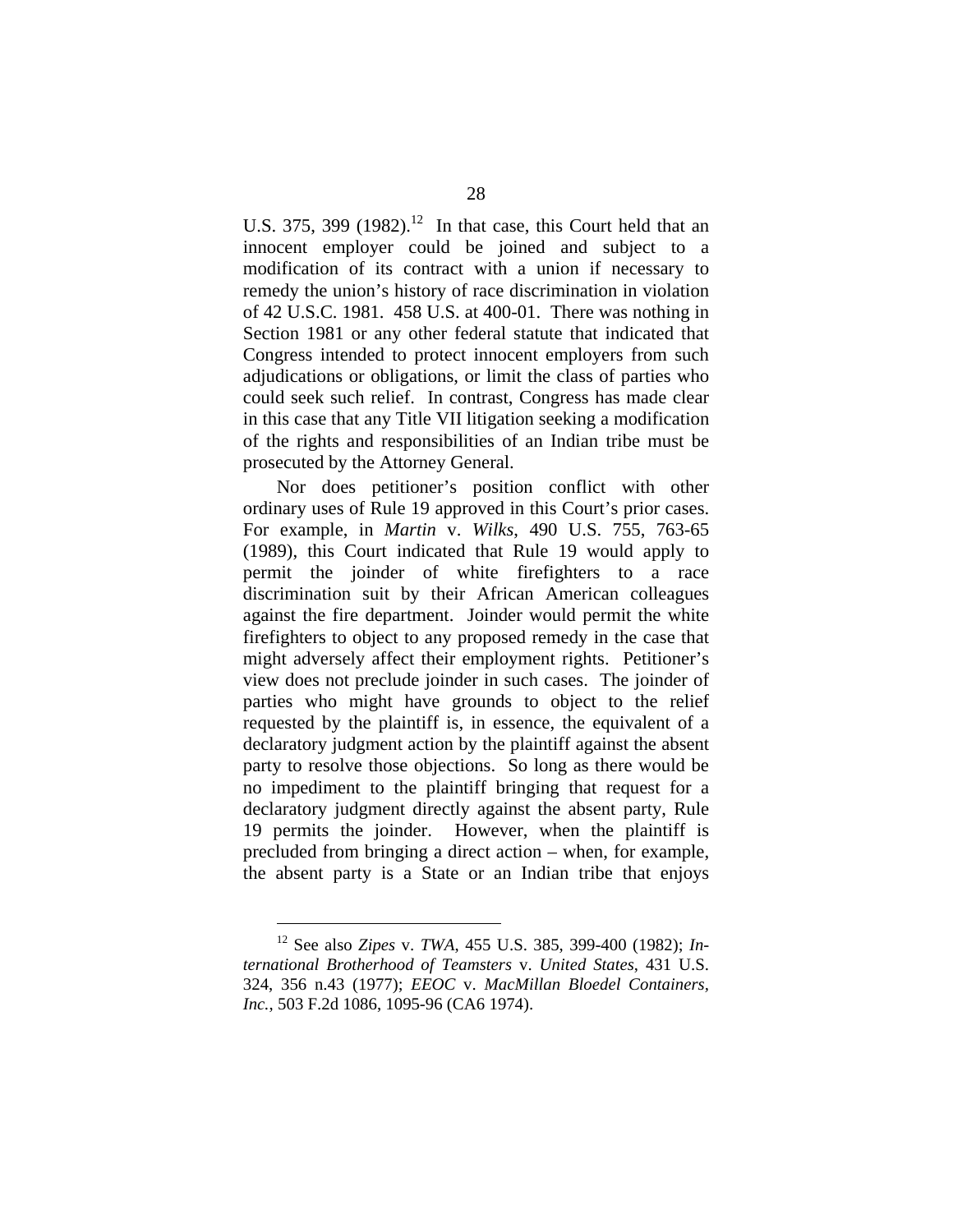U.S. 375, 399 (1982).[12] In that case, this Court held that an innocent employer could be joined and subject to a modification of its contract with a union if necessary to remedy the union's history of race discrimination in violation of 42 U.S.C. 1981. 458 U.S. at 400-01. There was nothing in Section 1981 or any other federal statute that indicated that Congress intended to protect innocent employers from such adjudications or obligations, or limit the class of parties who could seek such relief. In contrast, Congress has made clear in this case that any Title VII litigation seeking a modification of the rights and responsibilities of an Indian tribe must be prosecuted by the Attorney General.

Nor does petitioner's position conflict with other ordinary uses of Rule 19 approved in this Court's prior cases. For example, in *Martin* v. *Wilks*, 490 U.S. 755, 763-65 (1989), this Court indicated that Rule 19 would apply to permit the joinder of white firefighters to a race discrimination suit by their African American colleagues against the fire department. Joinder would permit the white firefighters to object to any proposed remedy in the case that might adversely affect their employment rights. Petitioner's view does not preclude joinder in such cases. The joinder of parties who might have grounds to object to the relief requested by the plaintiff is, in essence, the equivalent of a declaratory judgment action by the plaintiff against the absent party to resolve those objections. So long as there would be no impediment to the plaintiff bringing that request for a declaratory judgment directly against the absent party, Rule 19 permits the joinder. However, when the plaintiff is precluded from bringing a direct action – when, for example, the absent party is a State or an Indian tribe that enjoys

[12] See also *Zipes* v. *TWA*, 455 U.S. 385, 399-400 (1982); *International Brotherhood of Teamsters* v. *United States*, 431 U.S. 324, 356 n.43 (1977); *EEOC* v. *MacMillan Bloedel Containers, Inc.*, 503 F.2d 1086, 1095-96 (CA6 1974).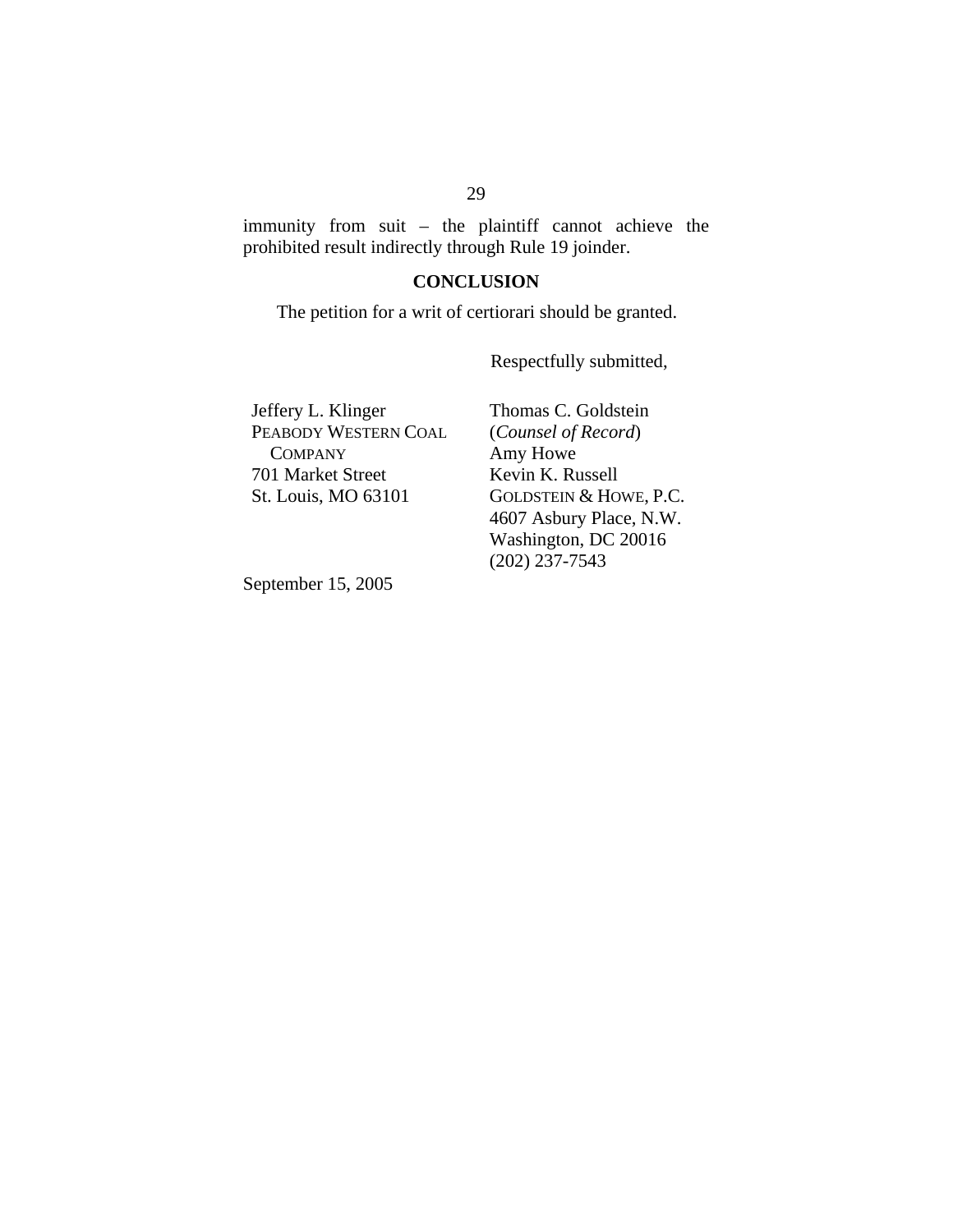immunity from suit – the plaintiff cannot achieve the prohibited result indirectly through Rule 19 joinder.

## CONCLUSION

The petition for a writ of certiorari should be granted.

Respectfully submitted,

Jeffery L. Klinger
PEABODY WESTERN COAL COMPANY
701 Market Street
St. Louis, MO 63101

Thomas C. Goldstein
(*Counsel of Record*)
Amy Howe
Kevin K. Russell
GOLDSTEIN & HOWE, P.C.
4607 Asbury Place, N.W.
Washington, DC 20016
(202) 237-7543

September 15, 2005